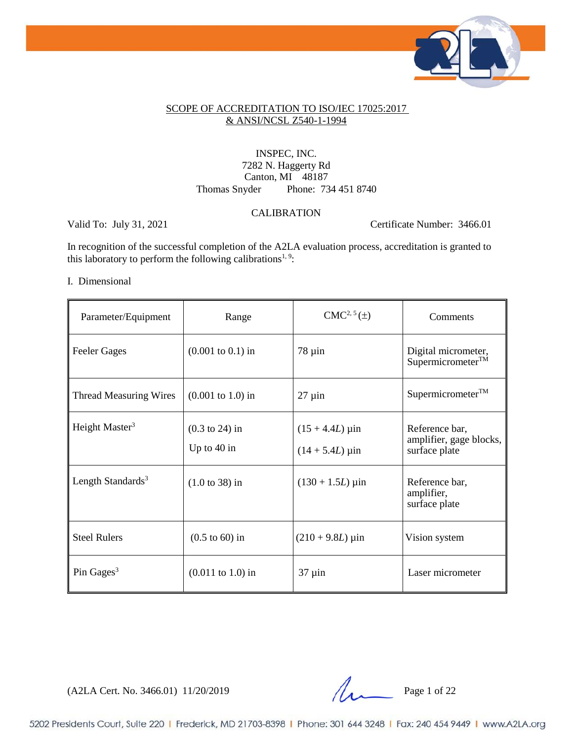## SCOPE OF ACCREDITATION TO ISO/IEC 17025:2017 & ANSI/NCSL Z540-1-1994

INSPEC, INC.
7282 N. Haggerty Rd
Canton, MI 48187
Thomas Snyder Phone: 734 451 8740

CALIBRATION

Valid To: July 31, 2021 Certificate Number: 3466.01

In recognition of the successful completion of the A2LA evaluation process, accreditation is granted to this laboratory to perform the following calibrations[1, 9]:

I. Dimensional

| Parameter/Equipment | Range | CMC[2, 5] (±) | Comments |
|---|---|---|---|
| Feeler Gages | (0.001 to 0.1) in | 78 µin | Digital micrometer, Supermicrometer™ |
| Thread Measuring Wires | (0.001 to 1.0) in | 27 µin | Supermicrometer™ |
| Height Master[3] | (0.3 to 24) in<br>Up to 40 in | (15 + 4.4*L*) µin<br>(14 + 5.4*L*) µin | Reference bar, amplifier, gage blocks, surface plate |
| Length Standards[3] | (1.0 to 38) in | (130 + 1.5*L*) µin | Reference bar, amplifier, surface plate |
| Steel Rulers | (0.5 to 60) in | (210 + 9.8*L*) µin | Vision system |
| Pin Gages[3] | (0.011 to 1.0) in | 37 µin | Laser micrometer |

(A2LA Cert. No. 3466.01) 11/20/2019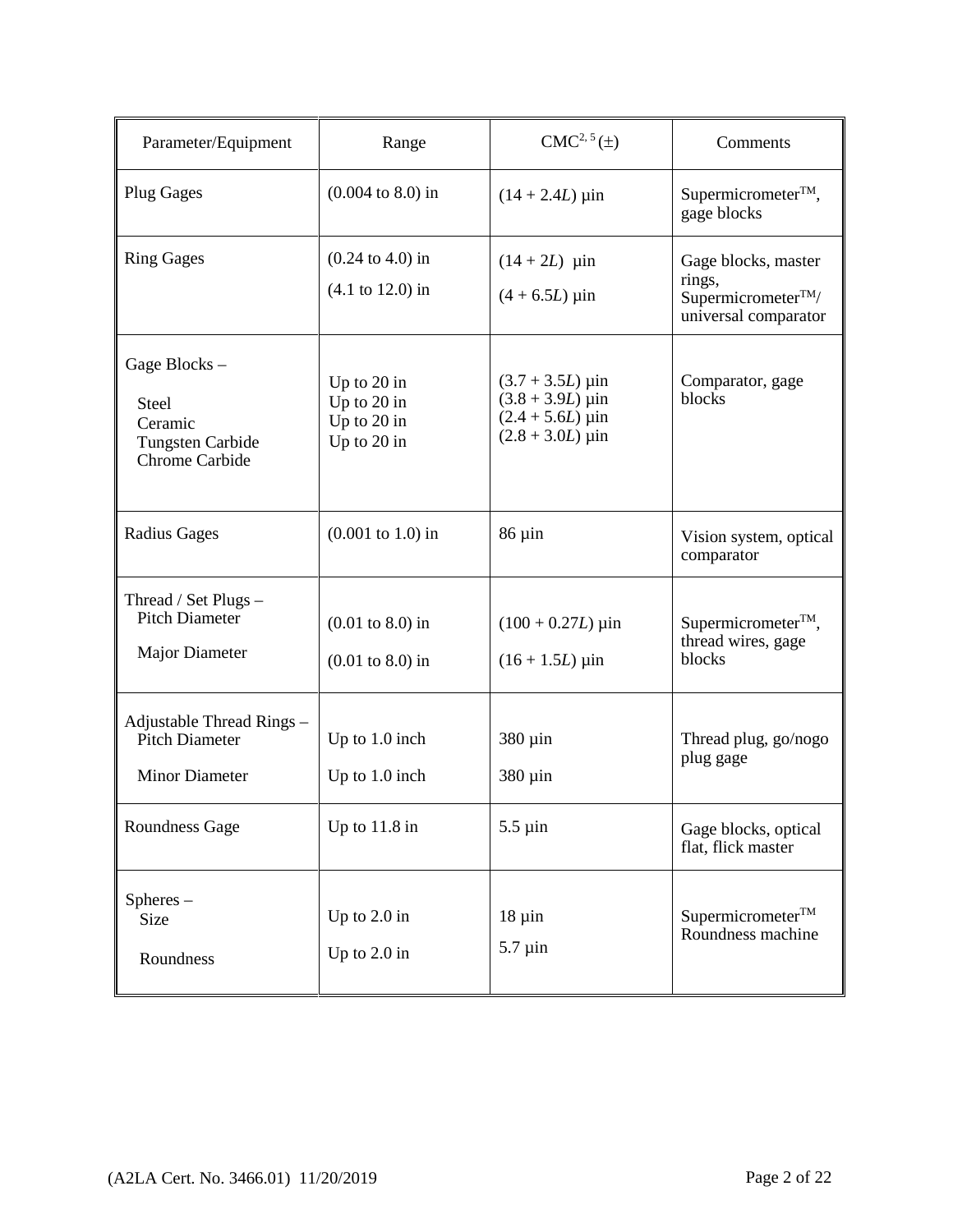| Parameter/Equipment | Range | CMC[2, 5] (±) | Comments |
|---|---|---|---|
| Plug Gages | (0.004 to 8.0) in | (14 + 2.4*L*) µin | Supermicrometer™, gage blocks |
| Ring Gages | (0.24 to 4.0) in<br>(4.1 to 12.0) in | (14 + 2*L*) µin<br>(4 + 6.5*L*) µin | Gage blocks, master rings, Supermicrometer™/ universal comparator |
| Gage Blocks –<br>Steel<br>Ceramic<br>Tungsten Carbide<br>Chrome Carbide | <br>Up to 20 in<br>Up to 20 in<br>Up to 20 in<br>Up to 20 in | <br>(3.7 + 3.5*L*) µin<br>(3.8 + 3.9*L*) µin<br>(2.4 + 5.6*L*) µin<br>(2.8 + 3.0*L*) µin | Comparator, gage blocks |
| Radius Gages | (0.001 to 1.0) in | 86 µin | Vision system, optical comparator |
| Thread / Set Plugs –<br>Pitch Diameter<br>Major Diameter | <br>(0.01 to 8.0) in<br>(0.01 to 8.0) in | <br>(100 + 0.27*L*) µin<br>(16 + 1.5*L*) µin | Supermicrometer™, thread wires, gage blocks |
| Adjustable Thread Rings –<br>Pitch Diameter<br>Minor Diameter | <br>Up to 1.0 inch<br>Up to 1.0 inch | <br>380 µin<br>380 µin | Thread plug, go/nogo plug gage |
| Roundness Gage | Up to 11.8 in | 5.5 µin | Gage blocks, optical flat, flick master |
| Spheres –<br>Size<br>Roundness | <br>Up to 2.0 in<br>Up to 2.0 in | <br>18 µin<br>5.7 µin | Supermicrometer™<br>Roundness machine |

(A2LA Cert. No. 3466.01) 11/20/2019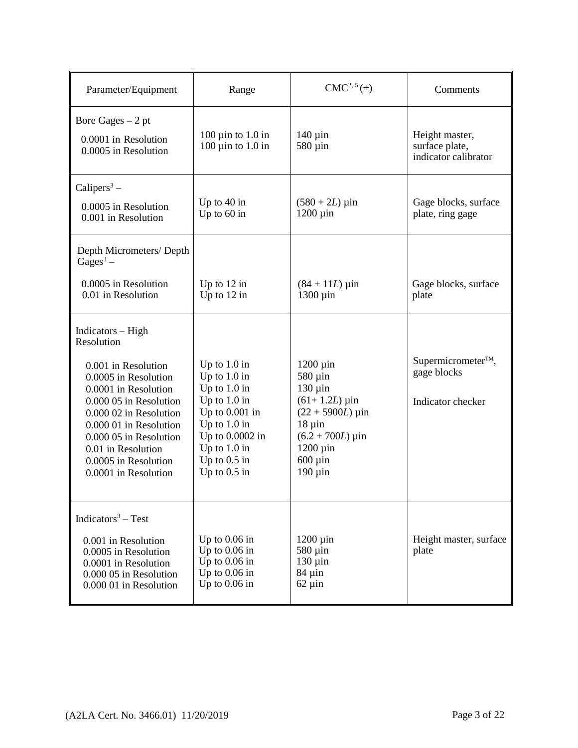| Parameter/Equipment | Range | CMC[2, 5] (±) | Comments |
|---|---|---|---|
| Bore Gages – 2 pt | | | |
| 0.0001 in Resolution | 100 µin to 1.0 in | 140 µin | Height master, surface plate, indicator calibrator |
| 0.0005 in Resolution | 100 µin to 1.0 in | 580 µin | |
| Calipers[3] – | | | |
| 0.0005 in Resolution | Up to 40 in | $(580 + 2L)$ µin | Gage blocks, surface plate, ring gage |
| 0.001 in Resolution | Up to 60 in | 1200 µin | |
| Depth Micrometers/ Depth Gages[3] – | | | |
| 0.0005 in Resolution | Up to 12 in | $(84 + 11L)$ µin | Gage blocks, surface plate |
| 0.01 in Resolution | Up to 12 in | 1300 µin | |
| Indicators – High Resolution | | | |
| 0.001 in Resolution | Up to 1.0 in | 1200 µin | Supermicrometer™, gage blocks |
| 0.0005 in Resolution | Up to 1.0 in | 580 µin | |
| 0.0001 in Resolution | Up to 1.0 in | 130 µin | |
| 0.000 05 in Resolution | Up to 1.0 in | $(61 + 1.2L)$ µin | Indicator checker |
| 0.000 02 in Resolution | Up to 0.001 in | $(22 + 5900L)$ µin | |
| 0.000 01 in Resolution | Up to 1.0 in | 18 µin | |
| 0.000 05 in Resolution | Up to 0.0002 in | $(6.2 + 700L)$ µin | |
| 0.01 in Resolution | Up to 1.0 in | 1200 µin | |
| 0.0005 in Resolution | Up to 0.5 in | 600 µin | |
| 0.0001 in Resolution | Up to 0.5 in | 190 µin | |
| Indicators[3] – Test | | | |
| 0.001 in Resolution | Up to 0.06 in | 1200 µin | Height master, surface plate |
| 0.0005 in Resolution | Up to 0.06 in | 580 µin | |
| 0.0001 in Resolution | Up to 0.06 in | 130 µin | |
| 0.000 05 in Resolution | Up to 0.06 in | 84 µin | |
| 0.000 01 in Resolution | Up to 0.06 in | 62 µin | |

(A2LA Cert. No. 3466.01) 11/20/2019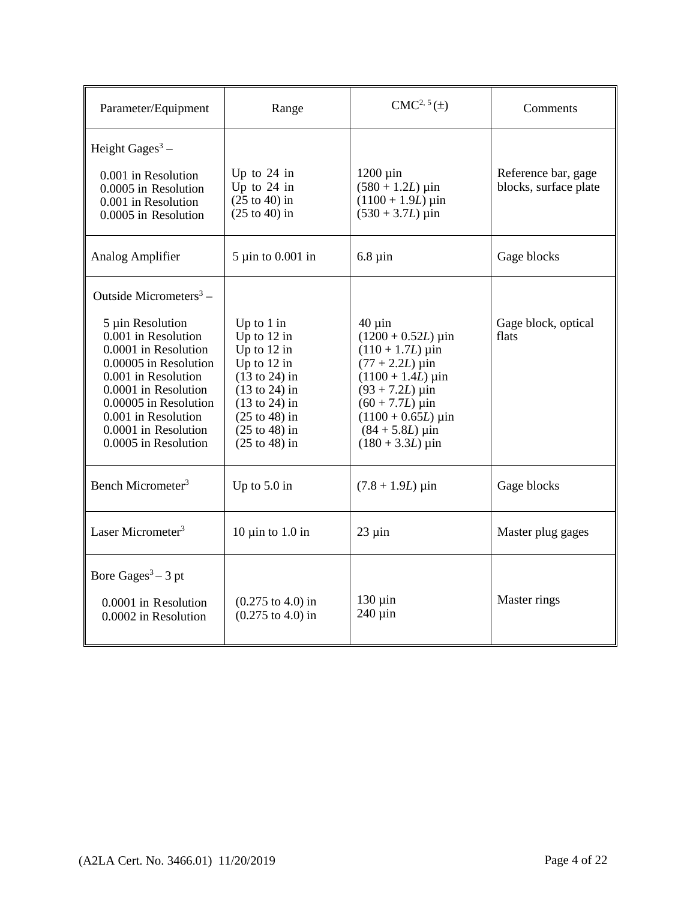| Parameter/Equipment | Range | CMC[2, 5] (±) | Comments |
|---|---|---|---|
| Height Gages[3] – | | | |
| 0.001 in Resolution | Up to 24 in | 1200 µin | Reference bar, gage blocks, surface plate |
| 0.0005 in Resolution | Up to 24 in | (580 + 1.2*L*) µin | |
| 0.001 in Resolution | (25 to 40) in | (1100 + 1.9*L*) µin | |
| 0.0005 in Resolution | (25 to 40) in | (530 + 3.7*L*) µin | |
| Analog Amplifier | 5 µin to 0.001 in | 6.8 µin | Gage blocks |
| Outside Micrometers[3] – | | | |
| 5 µin Resolution | Up to 1 in | 40 µin | Gage block, optical flats |
| 0.001 in Resolution | Up to 12 in | (1200 + 0.52*L*) µin | |
| 0.0001 in Resolution | Up to 12 in | (110 + 1.7*L*) µin | |
| 0.00005 in Resolution | Up to 12 in | (77 + 2.2*L*) µin | |
| 0.001 in Resolution | (13 to 24) in | (1100 + 1.4*L*) µin | |
| 0.0001 in Resolution | (13 to 24) in | (93 + 7.2*L*) µin | |
| 0.00005 in Resolution | (13 to 24) in | (60 + 7.7*L*) µin | |
| 0.001 in Resolution | (25 to 48) in | (1100 + 0.65*L*) µin | |
| 0.0001 in Resolution | (25 to 48) in | (84 + 5.8*L*) µin | |
| 0.0005 in Resolution | (25 to 48) in | (180 + 3.3*L*) µin | |
| Bench Micrometer[3] | Up to 5.0 in | (7.8 + 1.9*L*) µin | Gage blocks |
| Laser Micrometer[3] | 10 µin to 1.0 in | 23 µin | Master plug gages |
| Bore Gages[3] – 3 pt | | | |
| 0.0001 in Resolution | (0.275 to 4.0) in | 130 µin | Master rings |
| 0.0002 in Resolution | (0.275 to 4.0) in | 240 µin | |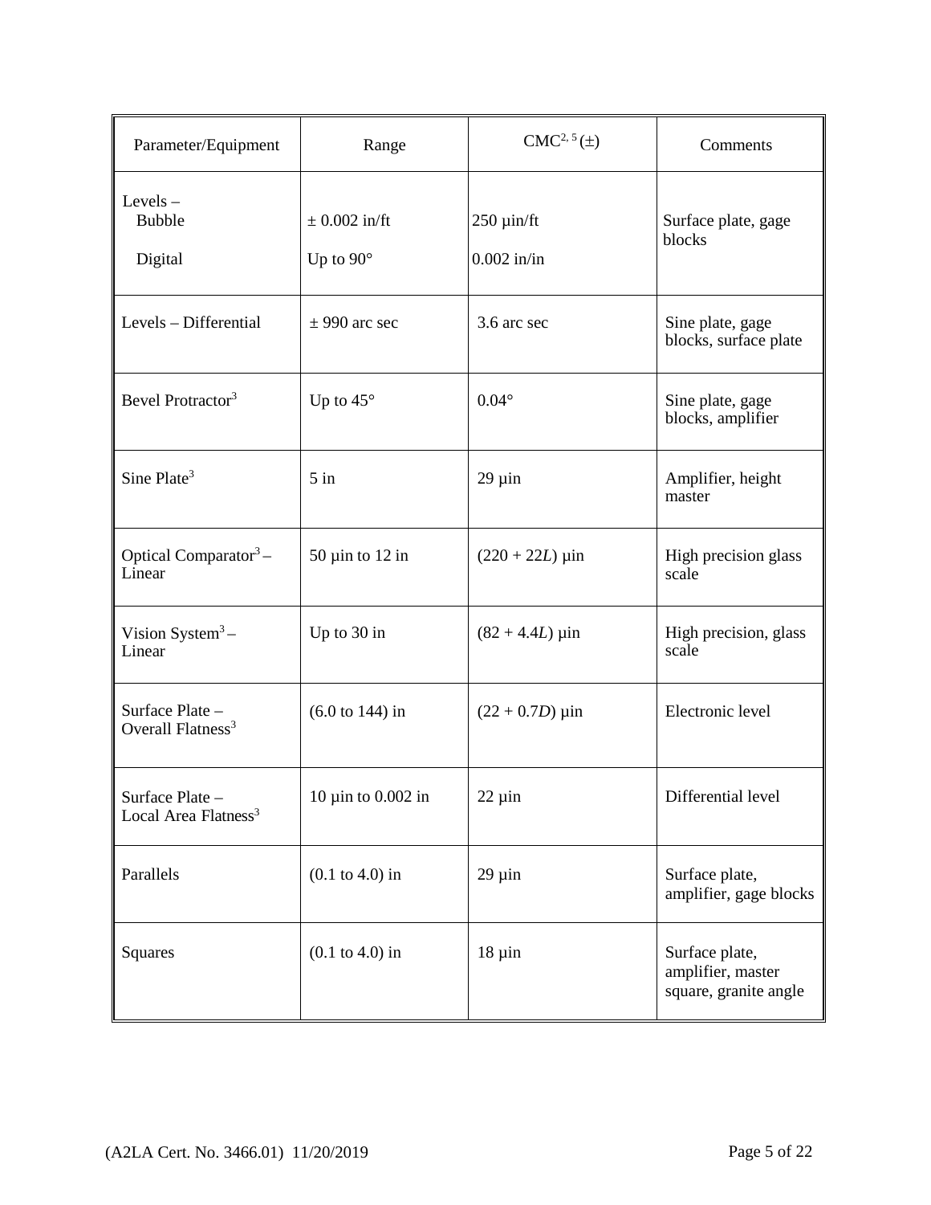| Parameter/Equipment | Range | CMC[2, 5] (±) | Comments |
|---|---|---|---|
| Levels – Bubble<br>Digital | ± 0.002 in/ft<br>Up to 90° | 250 µin/ft<br>0.002 in/in | Surface plate, gage blocks |
| Levels – Differential | ± 990 arc sec | 3.6 arc sec | Sine plate, gage blocks, surface plate |
| Bevel Protractor[3] | Up to 45° | 0.04° | Sine plate, gage blocks, amplifier |
| Sine Plate[3] | 5 in | 29 µin | Amplifier, height master |
| Optical Comparator[3] – Linear | 50 µin to 12 in | (220 + 22*L*) µin | High precision glass scale |
| Vision System[3] – Linear | Up to 30 in | (82 + 4.4*L*) µin | High precision, glass scale |
| Surface Plate – Overall Flatness[3] | (6.0 to 144) in | (22 + 0.7*D*) µin | Electronic level |
| Surface Plate – Local Area Flatness[3] | 10 µin to 0.002 in | 22 µin | Differential level |
| Parallels | (0.1 to 4.0) in | 29 µin | Surface plate, amplifier, gage blocks |
| Squares | (0.1 to 4.0) in | 18 µin | Surface plate, amplifier, master square, granite angle |

(A2LA Cert. No. 3466.01) 11/20/2019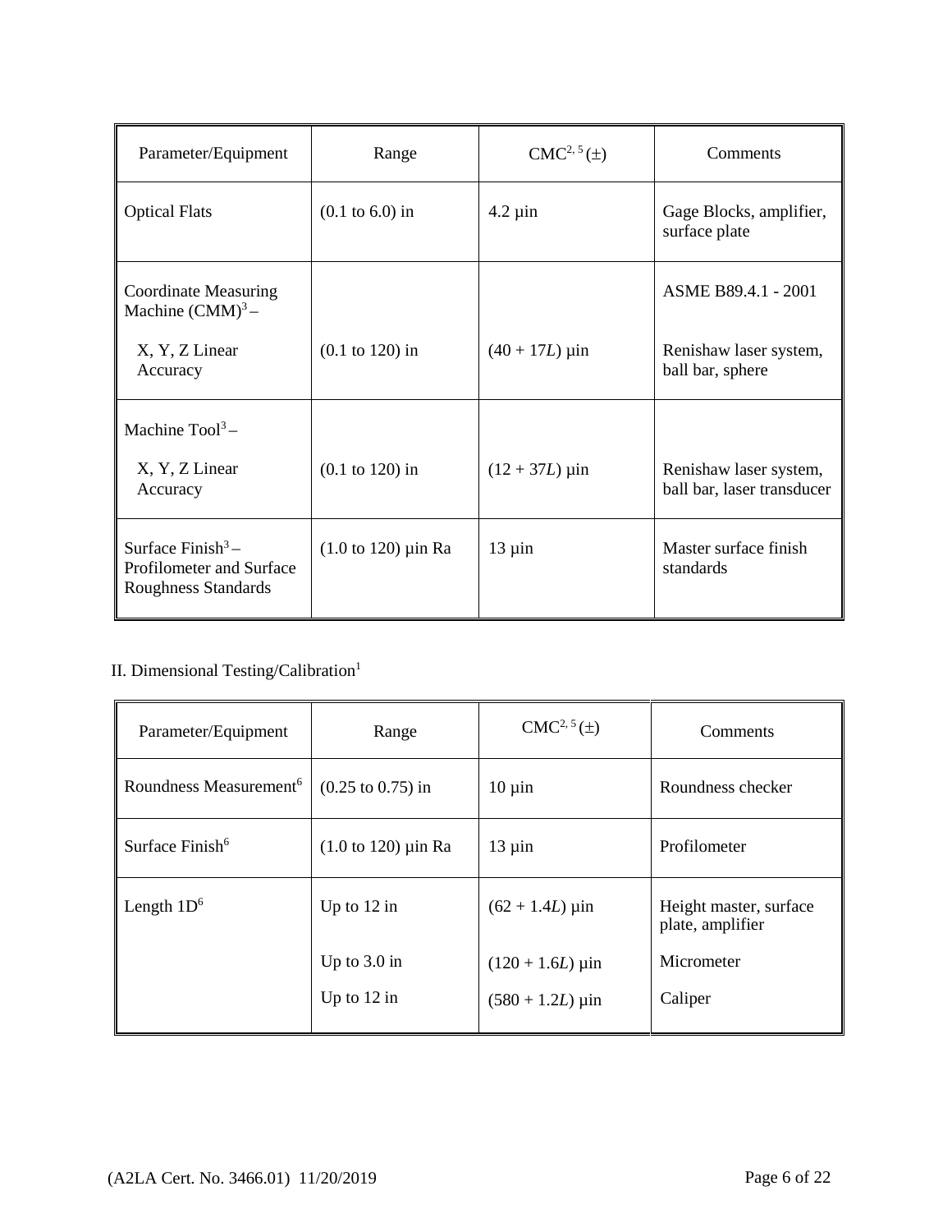| Parameter/Equipment | Range | CMC[2, 5] (±) | Comments |
|---|---|---|---|
| Optical Flats | (0.1 to 6.0) in | 4.2 µin | Gage Blocks, amplifier, surface plate |
| Coordinate Measuring Machine (CMM)[3] – | | | ASME B89.4.1 - 2001 |
| X, Y, Z Linear Accuracy | (0.1 to 120) in | (40 + 17*L*) µin | Renishaw laser system, ball bar, sphere |
| Machine Tool[3] – | | | |
| X, Y, Z Linear Accuracy | (0.1 to 120) in | (12 + 37*L*) µin | Renishaw laser system, ball bar, laser transducer |
| Surface Finish[3] – Profilometer and Surface Roughness Standards | (1.0 to 120) µin Ra | 13 µin | Master surface finish standards |

II. Dimensional Testing/Calibration[1]

| Parameter/Equipment | Range | CMC[2, 5] (±) | Comments |
|---|---|---|---|
| Roundness Measurement[6] | (0.25 to 0.75) in | 10 µin | Roundness checker |
| Surface Finish[6] | (1.0 to 120) µin Ra | 13 µin | Profilometer |
| Length 1D[6] | Up to 12 in | (62 + 1.4*L*) µin | Height master, surface plate, amplifier |
| | Up to 3.0 in | (120 + 1.6*L*) µin | Micrometer |
| | Up to 12 in | (580 + 1.2*L*) µin | Caliper |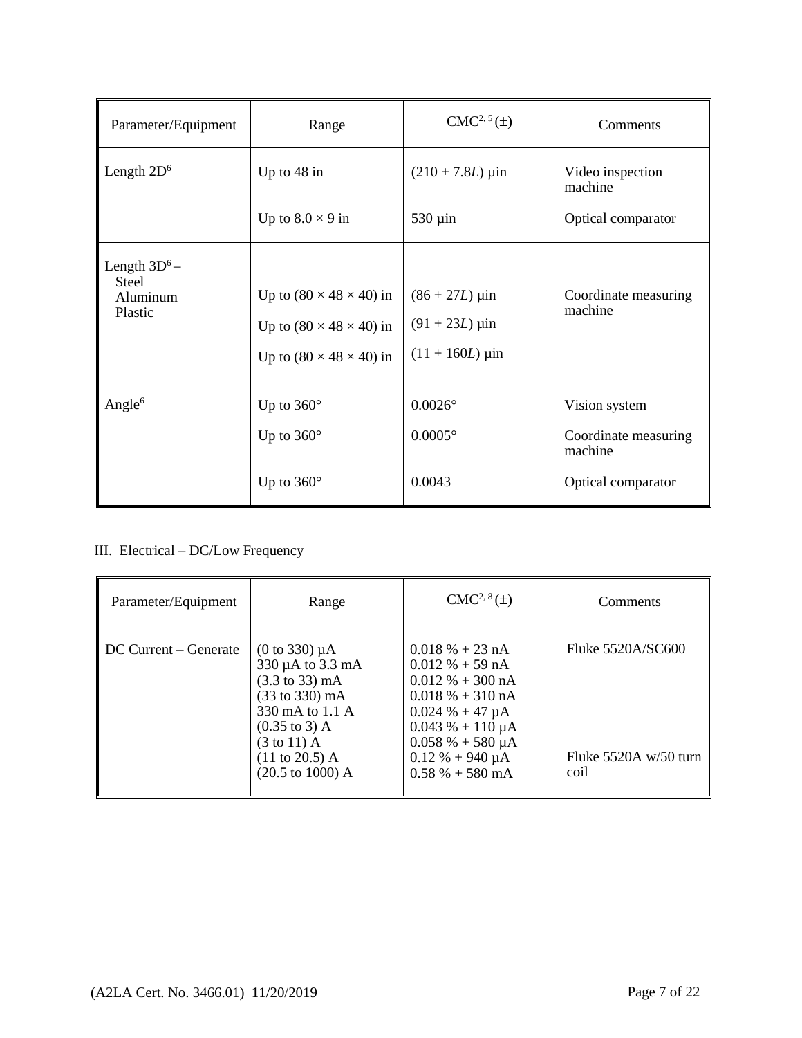| Parameter/Equipment | Range | CMC[2, 5] (±) | Comments |
|---|---|---|---|
| Length 2D[6] | Up to 48 in | (210 + 7.8*L*) µin | Video inspection machine |
| | Up to 8.0 × 9 in | 530 µin | Optical comparator |
| Length 3D[6] – Steel | Up to (80 × 48 × 40) in | (86 + 27*L*) µin | Coordinate measuring machine |
| Aluminum | Up to (80 × 48 × 40) in | (91 + 23*L*) µin | |
| Plastic | Up to (80 × 48 × 40) in | (11 + 160*L*) µin | |
| Angle[6] | Up to 360° | 0.0026° | Vision system |
| | Up to 360° | 0.0005° | Coordinate measuring machine |
| | Up to 360° | 0.0043 | Optical comparator |

III. Electrical – DC/Low Frequency

| Parameter/Equipment | Range | CMC[2, 8] (±) | Comments |
|---|---|---|---|
| DC Current – Generate | (0 to 330) µA | 0.018 % + 23 nA | Fluke 5520A/SC600 |
| | 330 µA to 3.3 mA | 0.012 % + 59 nA | |
| | (3.3 to 33) mA | 0.012 % + 300 nA | |
| | (33 to 330) mA | 0.018 % + 310 nA | |
| | 330 mA to 1.1 A | 0.024 % + 47 µA | |
| | (0.35 to 3) A | 0.043 % + 110 µA | |
| | (3 to 11) A | 0.058 % + 580 µA | |
| | (11 to 20.5) A | 0.12 % + 940 µA | |
| | (20.5 to 1000) A | 0.58 % + 580 mA | Fluke 5520A w/50 turn coil |

(A2LA Cert. No. 3466.01) 11/20/2019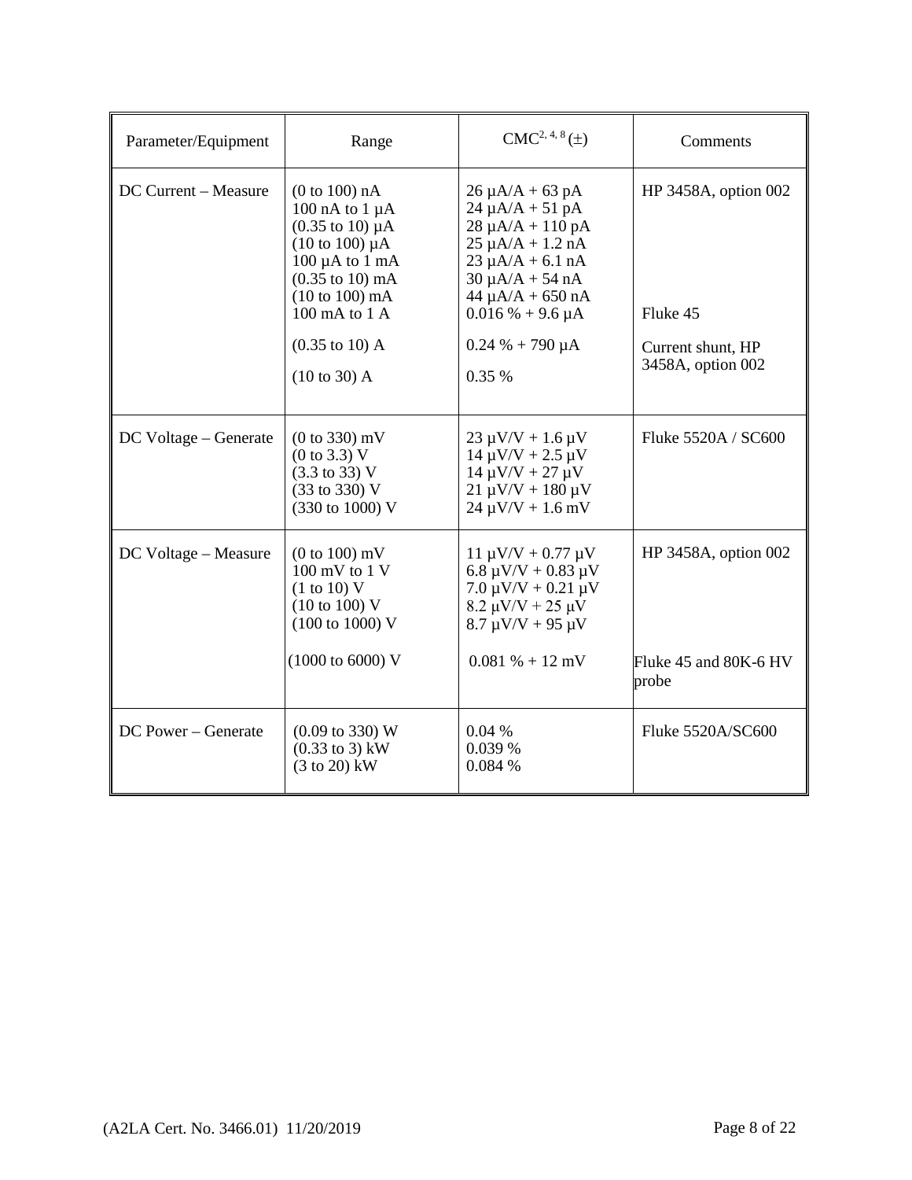| Parameter/Equipment | Range | CMC[2, 4, 8] (±) | Comments |
|---|---|---|---|
| DC Current – Measure | (0 to 100) nA<br>100 nA to 1 µA<br>(0.35 to 10) µA<br>(10 to 100) µA<br>100 µA to 1 mA<br>(0.35 to 10) mA<br>(10 to 100) mA<br>100 mA to 1 A<br><br>(0.35 to 10) A<br><br>(10 to 30) A | 26 µA/A + 63 pA<br>24 µA/A + 51 pA<br>28 µA/A + 110 pA<br>25 µA/A + 1.2 nA<br>23 µA/A + 6.1 nA<br>30 µA/A + 54 nA<br>44 µA/A + 650 nA<br>0.016 % + 9.6 µA<br><br>0.24 % + 790 µA<br><br>0.35 % | HP 3458A, option 002<br><br><br><br><br><br><br><br><br>Fluke 45<br><br>Current shunt, HP 3458A, option 002 |
| DC Voltage – Generate | (0 to 330) mV<br>(0 to 3.3) V<br>(3.3 to 33) V<br>(33 to 330) V<br>(330 to 1000) V | 23 µV/V + 1.6 µV<br>14 µV/V + 2.5 µV<br>14 µV/V + 27 µV<br>21 µV/V + 180 µV<br>24 µV/V + 1.6 mV | Fluke 5520A / SC600 |
| DC Voltage – Measure | (0 to 100) mV<br>100 mV to 1 V<br>(1 to 10) V<br>(10 to 100) V<br>(100 to 1000) V<br><br>(1000 to 6000) V | 11 µV/V + 0.77 µV<br>6.8 µV/V + 0.83 µV<br>7.0 µV/V + 0.21 µV<br>8.2 µV/V + 25 µV<br>8.7 µV/V + 95 µV<br><br>0.081 % + 12 mV | HP 3458A, option 002<br><br><br><br><br><br>Fluke 45 and 80K-6 HV probe |
| DC Power – Generate | (0.09 to 330) W<br>(0.33 to 3) kW<br>(3 to 20) kW | 0.04 %<br>0.039 %<br>0.084 % | Fluke 5520A/SC600 |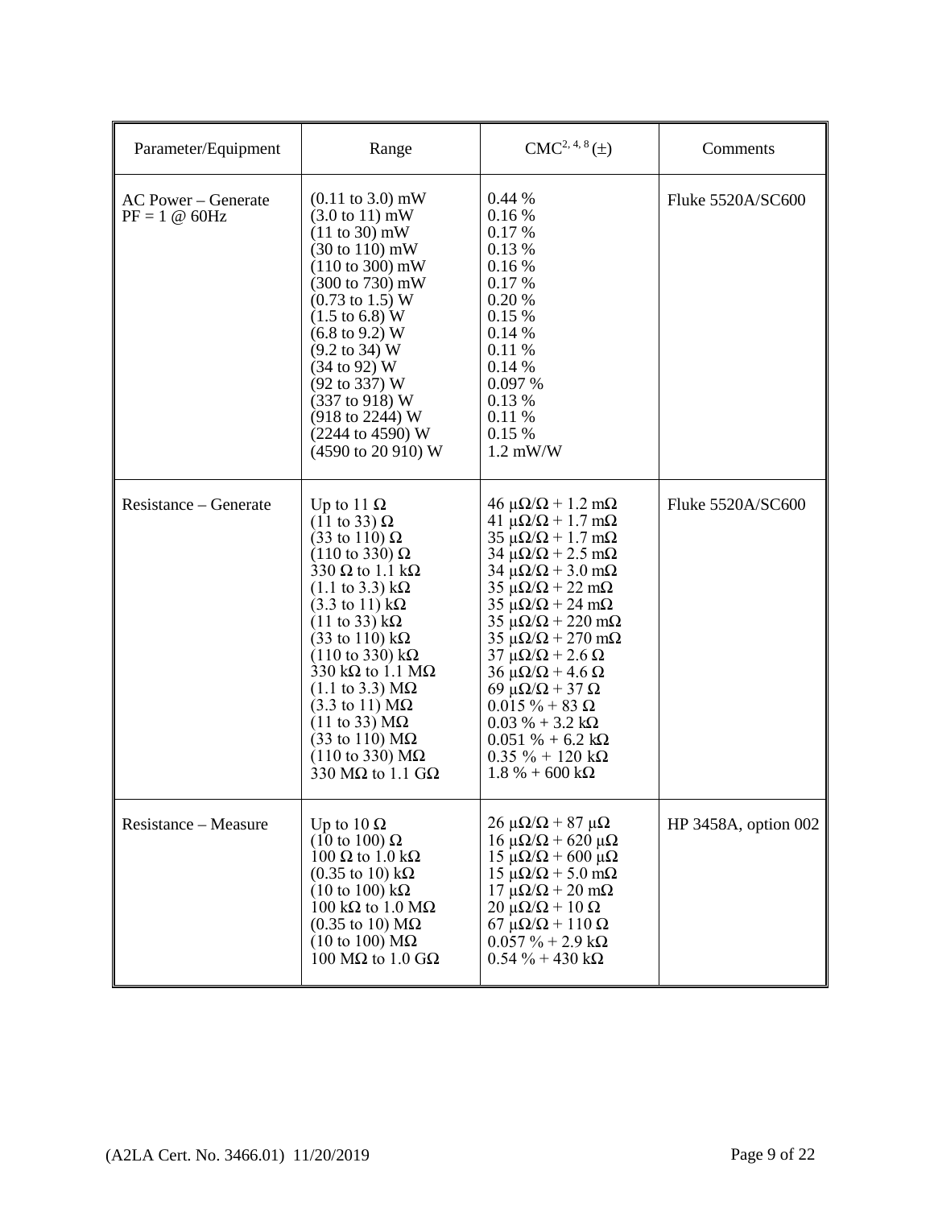| Parameter/Equipment | Range | CMC[2, 4, 8] (±) | Comments |
|---|---|---|---|
| AC Power – Generate<br>PF = 1 @ 60Hz | (0.11 to 3.0) mW<br>(3.0 to 11) mW<br>(11 to 30) mW<br>(30 to 110) mW<br>(110 to 300) mW<br>(300 to 730) mW<br>(0.73 to 1.5) W<br>(1.5 to 6.8) W<br>(6.8 to 9.2) W<br>(9.2 to 34) W<br>(34 to 92) W<br>(92 to 337) W<br>(337 to 918) W<br>(918 to 2244) W<br>(2244 to 4590) W<br>(4590 to 20 910) W | 0.44 %<br>0.16 %<br>0.17 %<br>0.13 %<br>0.16 %<br>0.17 %<br>0.20 %<br>0.15 %<br>0.14 %<br>0.11 %<br>0.14 %<br>0.097 %<br>0.13 %<br>0.11 %<br>0.15 %<br>1.2 mW/W | Fluke 5520A/SC600 |
| Resistance – Generate | Up to 11 Ω<br>(11 to 33) Ω<br>(33 to 110) Ω<br>(110 to 330) Ω<br>330 Ω to 1.1 kΩ<br>(1.1 to 3.3) kΩ<br>(3.3 to 11) kΩ<br>(11 to 33) kΩ<br>(33 to 110) kΩ<br>(110 to 330) kΩ<br>330 kΩ to 1.1 MΩ<br>(1.1 to 3.3) MΩ<br>(3.3 to 11) MΩ<br>(11 to 33) MΩ<br>(33 to 110) MΩ<br>(110 to 330) MΩ<br>330 MΩ to 1.1 GΩ | 46 μΩ/Ω + 1.2 mΩ<br>41 μΩ/Ω + 1.7 mΩ<br>35 μΩ/Ω + 1.7 mΩ<br>34 μΩ/Ω + 2.5 mΩ<br>34 μΩ/Ω + 3.0 mΩ<br>35 μΩ/Ω + 22 mΩ<br>35 μΩ/Ω + 24 mΩ<br>35 μΩ/Ω + 220 mΩ<br>35 μΩ/Ω + 270 mΩ<br>37 μΩ/Ω + 2.6 Ω<br>36 μΩ/Ω + 4.6 Ω<br>69 μΩ/Ω + 37 Ω<br>0.015 % + 83 Ω<br>0.03 % + 3.2 kΩ<br>0.051 % + 6.2 kΩ<br>0.35 % + 120 kΩ<br>1.8 % + 600 kΩ | Fluke 5520A/SC600 |
| Resistance – Measure | Up to 10 Ω<br>(10 to 100) Ω<br>100 Ω to 1.0 kΩ<br>(0.35 to 10) kΩ<br>(10 to 100) kΩ<br>100 kΩ to 1.0 MΩ<br>(0.35 to 10) MΩ<br>(10 to 100) MΩ<br>100 MΩ to 1.0 GΩ | 26 μΩ/Ω + 87 μΩ<br>16 μΩ/Ω + 620 μΩ<br>15 μΩ/Ω + 600 μΩ<br>15 μΩ/Ω + 5.0 mΩ<br>17 μΩ/Ω + 20 mΩ<br>20 μΩ/Ω + 10 Ω<br>67 μΩ/Ω + 110 Ω<br>0.057 % + 2.9 kΩ<br>0.54 % + 430 kΩ | HP 3458A, option 002 |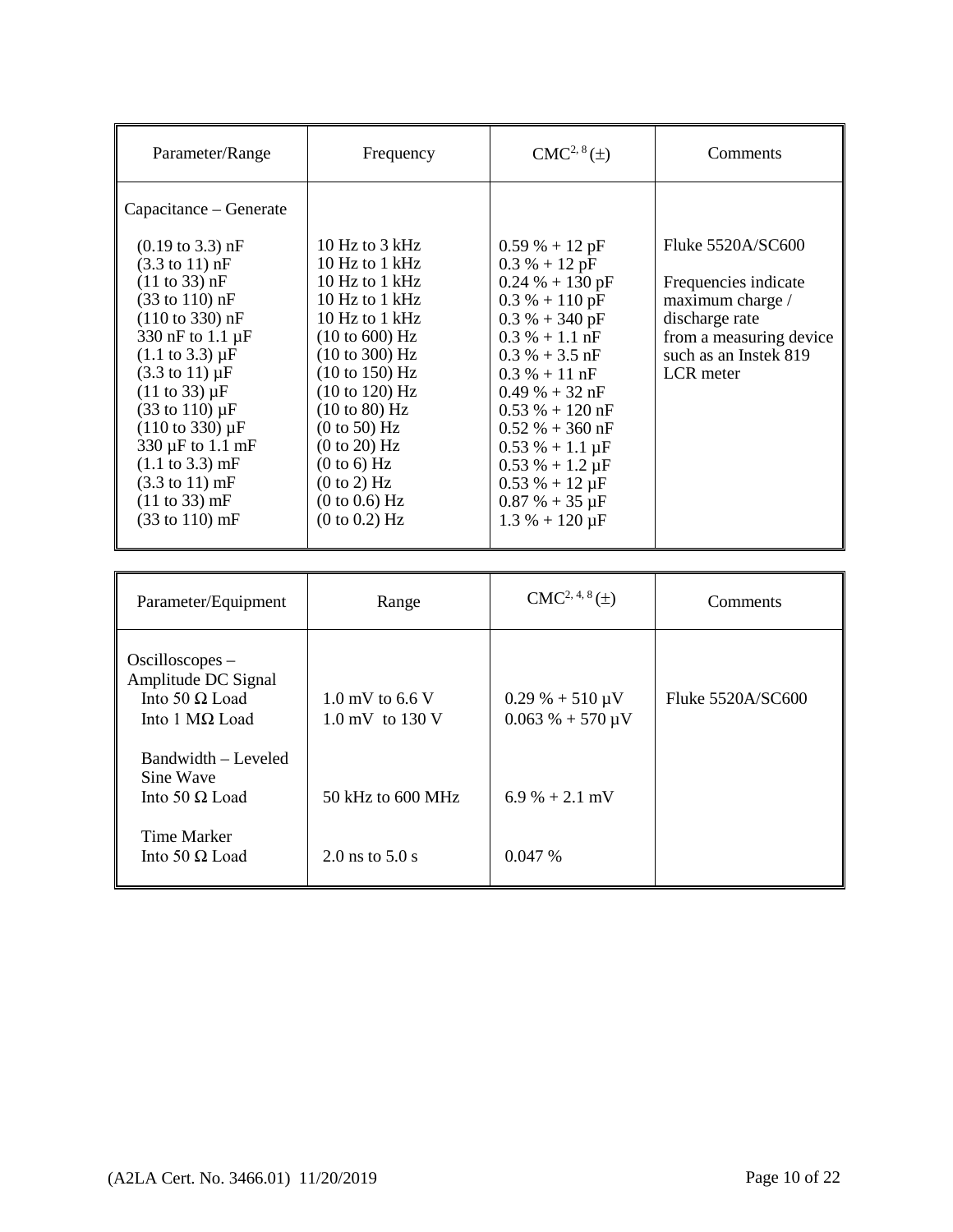| Parameter/Range | Frequency | CMC[2, 8] (±) | Comments |
|---|---|---|---|
| Capacitance – Generate | | | |
| (0.19 to 3.3) nF | 10 Hz to 3 kHz | 0.59 % + 12 pF | Fluke 5520A/SC600 |
| (3.3 to 11) nF | 10 Hz to 1 kHz | 0.3 % + 12 pF | |
| (11 to 33) nF | 10 Hz to 1 kHz | 0.24 % + 130 pF | Frequencies indicate maximum charge / discharge rate from a measuring device such as an Instek 819 LCR meter |
| (33 to 110) nF | 10 Hz to 1 kHz | 0.3 % + 110 pF | |
| (110 to 330) nF | 10 Hz to 1 kHz | 0.3 % + 340 pF | |
| 330 nF to 1.1 µF | (10 to 600) Hz | 0.3 % + 1.1 nF | |
| (1.1 to 3.3) µF | (10 to 300) Hz | 0.3 % + 3.5 nF | |
| (3.3 to 11) µF | (10 to 150) Hz | 0.3 % + 11 nF | |
| (11 to 33) µF | (10 to 120) Hz | 0.49 % + 32 nF | |
| (33 to 110) µF | (10 to 80) Hz | 0.53 % + 120 nF | |
| (110 to 330) µF | (0 to 50) Hz | 0.52 % + 360 nF | |
| 330 µF to 1.1 mF | (0 to 20) Hz | 0.53 % + 1.1 µF | |
| (1.1 to 3.3) mF | (0 to 6) Hz | 0.53 % + 1.2 µF | |
| (3.3 to 11) mF | (0 to 2) Hz | 0.53 % + 12 µF | |
| (11 to 33) mF | (0 to 0.6) Hz | 0.87 % + 35 µF | |
| (33 to 110) mF | (0 to 0.2) Hz | 1.3 % + 120 µF | |

| Parameter/Equipment | Range | CMC[2, 4, 8] (±) | Comments |
|---|---|---|---|
| Oscilloscopes – Amplitude DC Signal | | | |
| Into 50 Ω Load | 1.0 mV to 6.6 V | 0.29 % + 510 µV | Fluke 5520A/SC600 |
| Into 1 MΩ Load | 1.0 mV to 130 V | 0.063 % + 570 µV | |
| Bandwidth – Leveled Sine Wave Into 50 Ω Load | 50 kHz to 600 MHz | 6.9 % + 2.1 mV | |
| Time Marker Into 50 Ω Load | 2.0 ns to 5.0 s | 0.047 % | |

(A2LA Cert. No. 3466.01) 11/20/2019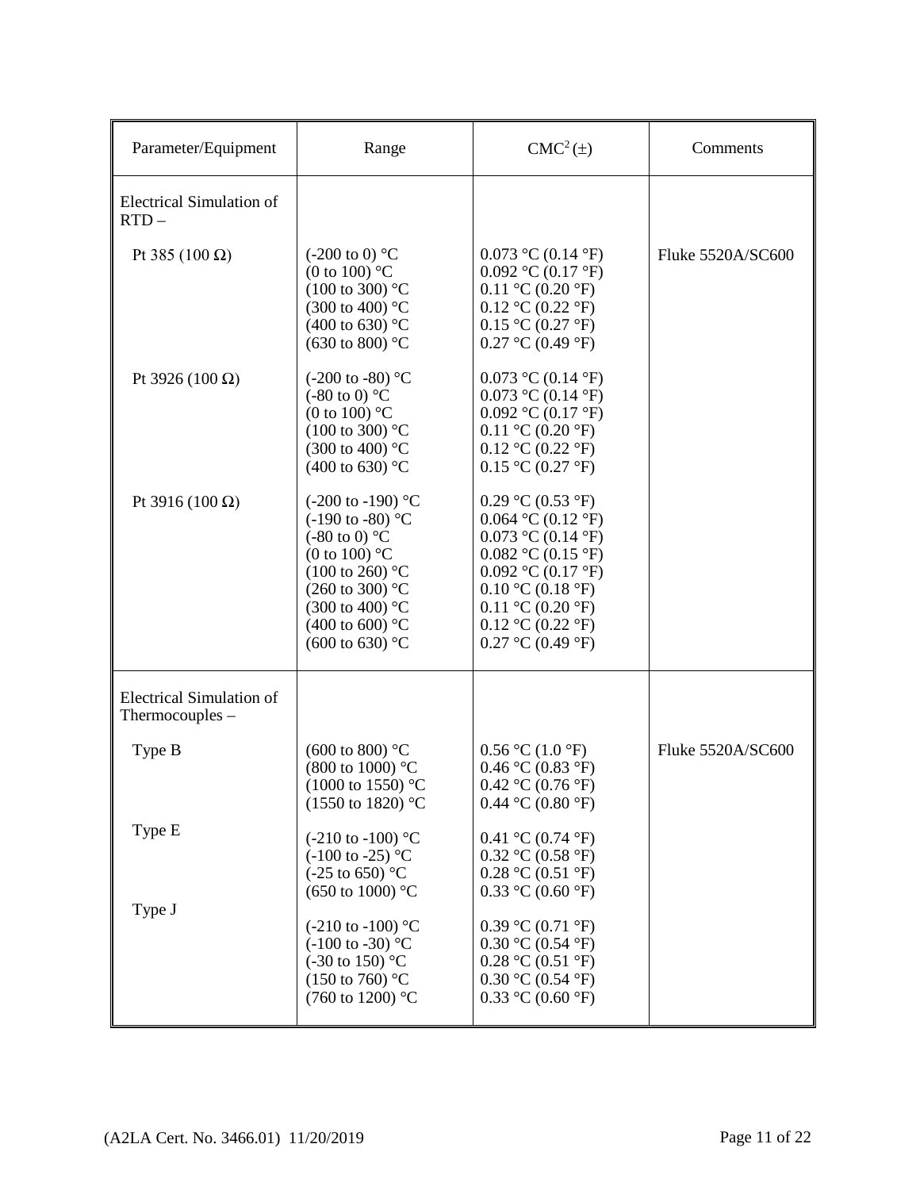| Parameter/Equipment | Range | CMC[2] (±) | Comments |
|---|---|---|---|
| Electrical Simulation of RTD – | | | |
| Pt 385 (100 Ω) | (-200 to 0) °C | 0.073 °C (0.14 °F) | Fluke 5520A/SC600 |
| | (0 to 100) °C | 0.092 °C (0.17 °F) | |
| | (100 to 300) °C | 0.11 °C (0.20 °F) | |
| | (300 to 400) °C | 0.12 °C (0.22 °F) | |
| | (400 to 630) °C | 0.15 °C (0.27 °F) | |
| | (630 to 800) °C | 0.27 °C (0.49 °F) | |
| Pt 3926 (100 Ω) | (-200 to -80) °C | 0.073 °C (0.14 °F) | |
| | (-80 to 0) °C | 0.073 °C (0.14 °F) | |
| | (0 to 100) °C | 0.092 °C (0.17 °F) | |
| | (100 to 300) °C | 0.11 °C (0.20 °F) | |
| | (300 to 400) °C | 0.12 °C (0.22 °F) | |
| | (400 to 630) °C | 0.15 °C (0.27 °F) | |
| Pt 3916 (100 Ω) | (-200 to -190) °C | 0.29 °C (0.53 °F) | |
| | (-190 to -80) °C | 0.064 °C (0.12 °F) | |
| | (-80 to 0) °C | 0.073 °C (0.14 °F) | |
| | (0 to 100) °C | 0.082 °C (0.15 °F) | |
| | (100 to 260) °C | 0.092 °C (0.17 °F) | |
| | (260 to 300) °C | 0.10 °C (0.18 °F) | |
| | (300 to 400) °C | 0.11 °C (0.20 °F) | |
| | (400 to 600) °C | 0.12 °C (0.22 °F) | |
| | (600 to 630) °C | 0.27 °C (0.49 °F) | |
| Electrical Simulation of Thermocouples – | | | |
| Type B | (600 to 800) °C | 0.56 °C (1.0 °F) | Fluke 5520A/SC600 |
| | (800 to 1000) °C | 0.46 °C (0.83 °F) | |
| | (1000 to 1550) °C | 0.42 °C (0.76 °F) | |
| | (1550 to 1820) °C | 0.44 °C (0.80 °F) | |
| Type E | (-210 to -100) °C | 0.41 °C (0.74 °F) | |
| | (-100 to -25) °C | 0.32 °C (0.58 °F) | |
| | (-25 to 650) °C | 0.28 °C (0.51 °F) | |
| | (650 to 1000) °C | 0.33 °C (0.60 °F) | |
| Type J | (-210 to -100) °C | 0.39 °C (0.71 °F) | |
| | (-100 to -30) °C | 0.30 °C (0.54 °F) | |
| | (-30 to 150) °C | 0.28 °C (0.51 °F) | |
| | (150 to 760) °C | 0.30 °C (0.54 °F) | |
| | (760 to 1200) °C | 0.33 °C (0.60 °F) | |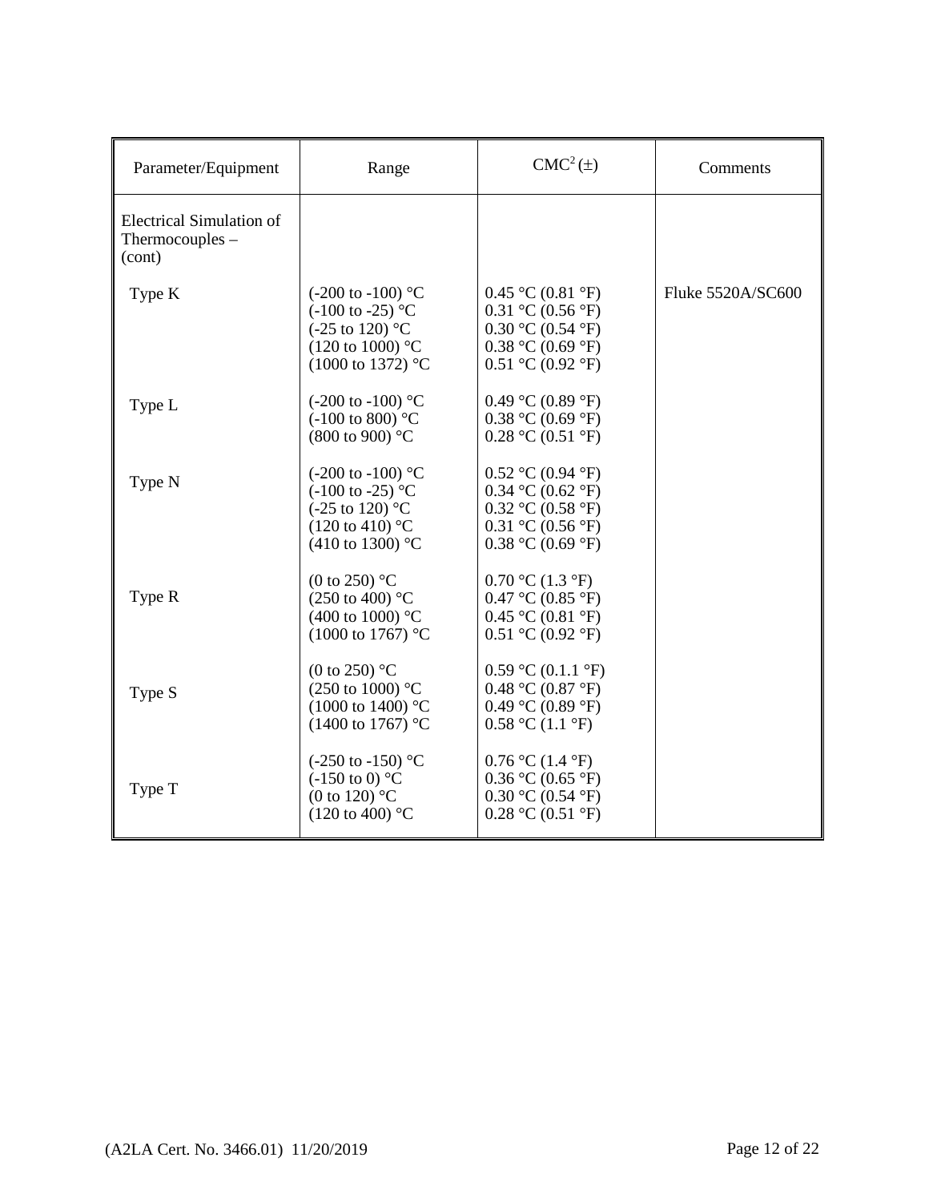| Parameter/Equipment | Range | CMC[2] (±) | Comments |
|---|---|---|---|
| Electrical Simulation of Thermocouples – (cont) | | | |
| Type K | (-200 to -100) °C<br>(-100 to -25) °C<br>(-25 to 120) °C<br>(120 to 1000) °C<br>(1000 to 1372) °C | 0.45 °C (0.81 °F)<br>0.31 °C (0.56 °F)<br>0.30 °C (0.54 °F)<br>0.38 °C (0.69 °F)<br>0.51 °C (0.92 °F) | Fluke 5520A/SC600 |
| Type L | (-200 to -100) °C<br>(-100 to 800) °C<br>(800 to 900) °C | 0.49 °C (0.89 °F)<br>0.38 °C (0.69 °F)<br>0.28 °C (0.51 °F) | |
| Type N | (-200 to -100) °C<br>(-100 to -25) °C<br>(-25 to 120) °C<br>(120 to 410) °C<br>(410 to 1300) °C | 0.52 °C (0.94 °F)<br>0.34 °C (0.62 °F)<br>0.32 °C (0.58 °F)<br>0.31 °C (0.56 °F)<br>0.38 °C (0.69 °F) | |
| Type R | (0 to 250) °C<br>(250 to 400) °C<br>(400 to 1000) °C<br>(1000 to 1767) °C | 0.70 °C (1.3 °F)<br>0.47 °C (0.85 °F)<br>0.45 °C (0.81 °F)<br>0.51 °C (0.92 °F) | |
| Type S | (0 to 250) °C<br>(250 to 1000) °C<br>(1000 to 1400) °C<br>(1400 to 1767) °C | 0.59 °C (0.1.1 °F)<br>0.48 °C (0.87 °F)<br>0.49 °C (0.89 °F)<br>0.58 °C (1.1 °F) | |
| Type T | (-250 to -150) °C<br>(-150 to 0) °C<br>(0 to 120) °C<br>(120 to 400) °C | 0.76 °C (1.4 °F)<br>0.36 °C (0.65 °F)<br>0.30 °C (0.54 °F)<br>0.28 °C (0.51 °F) | |

(A2LA Cert. No. 3466.01) 11/20/2019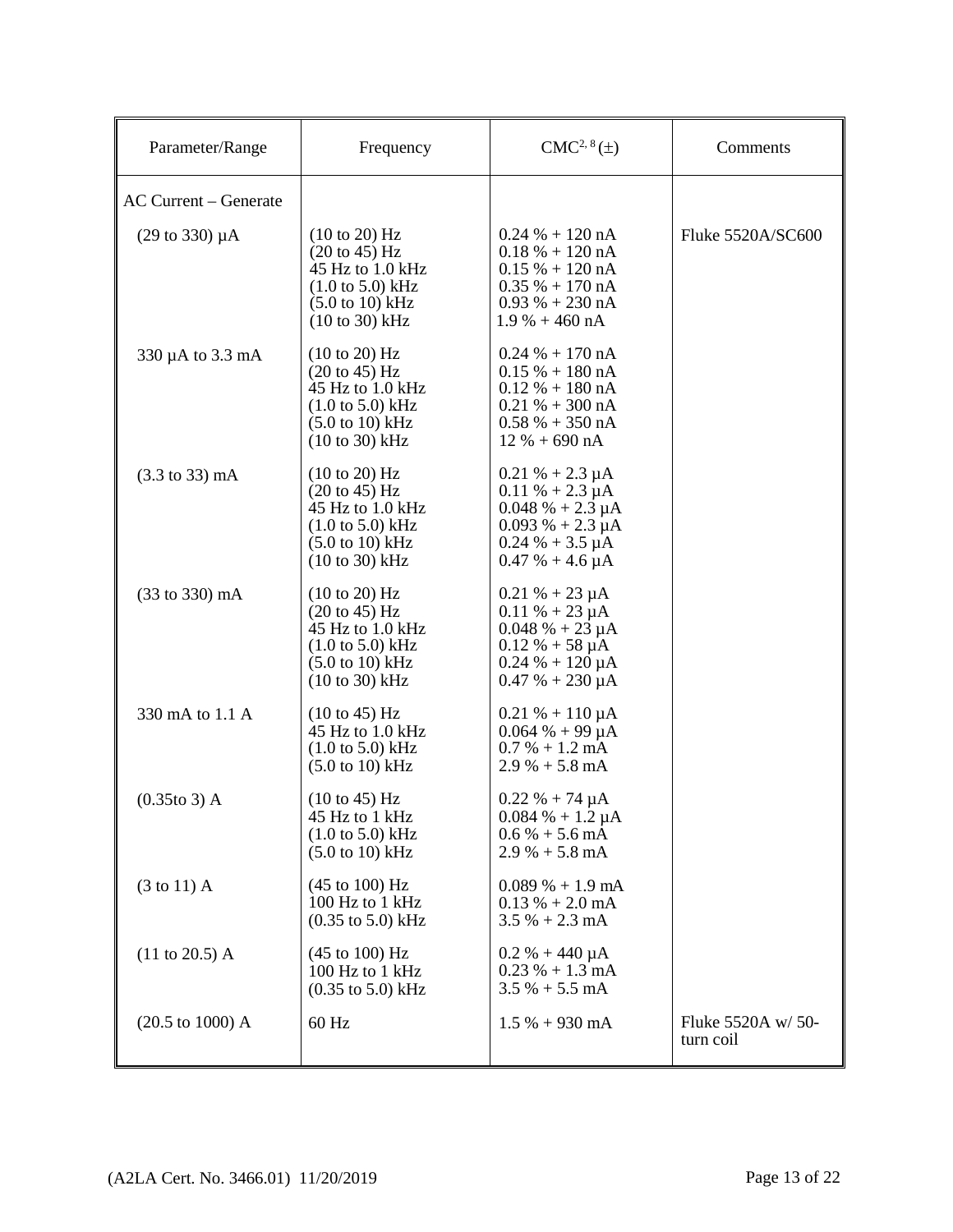| Parameter/Range | Frequency | CMC[2, 8] (±) | Comments |
|---|---|---|---|
| AC Current – Generate | | | |
| (29 to 330) µA | (10 to 20) Hz<br>(20 to 45) Hz<br>45 Hz to 1.0 kHz<br>(1.0 to 5.0) kHz<br>(5.0 to 10) kHz<br>(10 to 30) kHz | 0.24 % + 120 nA<br>0.18 % + 120 nA<br>0.15 % + 120 nA<br>0.35 % + 170 nA<br>0.93 % + 230 nA<br>1.9 % + 460 nA | Fluke 5520A/SC600 |
| 330 µA to 3.3 mA | (10 to 20) Hz<br>(20 to 45) Hz<br>45 Hz to 1.0 kHz<br>(1.0 to 5.0) kHz<br>(5.0 to 10) kHz<br>(10 to 30) kHz | 0.24 % + 170 nA<br>0.15 % + 180 nA<br>0.12 % + 180 nA<br>0.21 % + 300 nA<br>0.58 % + 350 nA<br>12 % + 690 nA | |
| (3.3 to 33) mA | (10 to 20) Hz<br>(20 to 45) Hz<br>45 Hz to 1.0 kHz<br>(1.0 to 5.0) kHz<br>(5.0 to 10) kHz<br>(10 to 30) kHz | 0.21 % + 2.3 µA<br>0.11 % + 2.3 µA<br>0.048 % + 2.3 µA<br>0.093 % + 2.3 µA<br>0.24 % + 3.5 µA<br>0.47 % + 4.6 µA | |
| (33 to 330) mA | (10 to 20) Hz<br>(20 to 45) Hz<br>45 Hz to 1.0 kHz<br>(1.0 to 5.0) kHz<br>(5.0 to 10) kHz<br>(10 to 30) kHz | 0.21 % + 23 µA<br>0.11 % + 23 µA<br>0.048 % + 23 µA<br>0.12 % + 58 µA<br>0.24 % + 120 µA<br>0.47 % + 230 µA | |
| 330 mA to 1.1 A | (10 to 45) Hz<br>45 Hz to 1.0 kHz<br>(1.0 to 5.0) kHz<br>(5.0 to 10) kHz | 0.21 % + 110 µA<br>0.064 % + 99 µA<br>0.7 % + 1.2 mA<br>2.9 % + 5.8 mA | |
| (0.35to 3) A | (10 to 45) Hz<br>45 Hz to 1 kHz<br>(1.0 to 5.0) kHz<br>(5.0 to 10) kHz | 0.22 % + 74 µA<br>0.084 % + 1.2 µA<br>0.6 % + 5.6 mA<br>2.9 % + 5.8 mA | |
| (3 to 11) A | (45 to 100) Hz<br>100 Hz to 1 kHz<br>(0.35 to 5.0) kHz | 0.089 % + 1.9 mA<br>0.13 % + 2.0 mA<br>3.5 % + 2.3 mA | |
| (11 to 20.5) A | (45 to 100) Hz<br>100 Hz to 1 kHz<br>(0.35 to 5.0) kHz | 0.2 % + 440 µA<br>0.23 % + 1.3 mA<br>3.5 % + 5.5 mA | |
| (20.5 to 1000) A | 60 Hz | 1.5 % + 930 mA | Fluke 5520A w/ 50-turn coil |

(A2LA Cert. No. 3466.01) 11/20/2019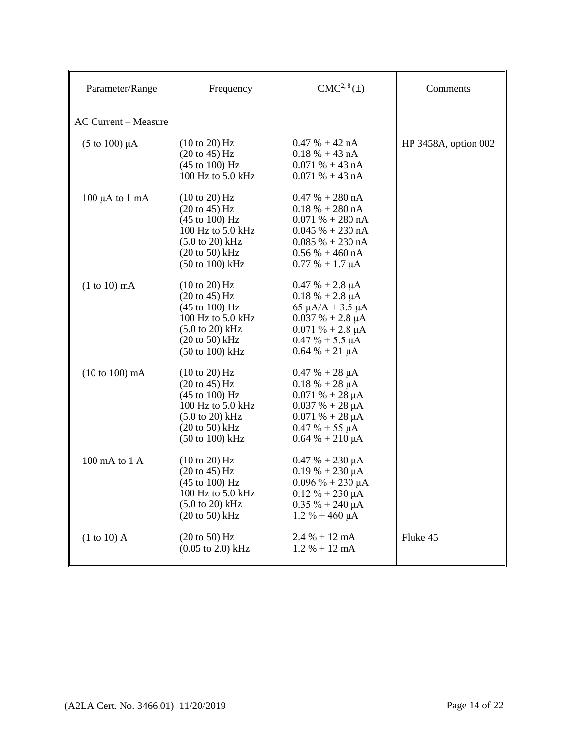| Parameter/Range | Frequency | CMC[2, 8] (±) | Comments |
|---|---|---|---|
| AC Current – Measure | | | |
| (5 to 100) μA | (10 to 20) Hz<br>(20 to 45) Hz<br>(45 to 100) Hz<br>100 Hz to 5.0 kHz | 0.47 % + 42 nA<br>0.18 % + 43 nA<br>0.071 % + 43 nA<br>0.071 % + 43 nA | HP 3458A, option 002 |
| 100 μA to 1 mA | (10 to 20) Hz<br>(20 to 45) Hz<br>(45 to 100) Hz<br>100 Hz to 5.0 kHz<br>(5.0 to 20) kHz<br>(20 to 50) kHz<br>(50 to 100) kHz | 0.47 % + 280 nA<br>0.18 % + 280 nA<br>0.071 % + 280 nA<br>0.045 % + 230 nA<br>0.085 % + 230 nA<br>0.56 % + 460 nA<br>0.77 % + 1.7 μA | |
| (1 to 10) mA | (10 to 20) Hz<br>(20 to 45) Hz<br>(45 to 100) Hz<br>100 Hz to 5.0 kHz<br>(5.0 to 20) kHz<br>(20 to 50) kHz<br>(50 to 100) kHz | 0.47 % + 2.8 μA<br>0.18 % + 2.8 μA<br>65 μA/A + 3.5 μA<br>0.037 % + 2.8 μA<br>0.071 % + 2.8 μA<br>0.47 % + 5.5 μA<br>0.64 % + 21 μA | |
| (10 to 100) mA | (10 to 20) Hz<br>(20 to 45) Hz<br>(45 to 100) Hz<br>100 Hz to 5.0 kHz<br>(5.0 to 20) kHz<br>(20 to 50) kHz<br>(50 to 100) kHz | 0.47 % + 28 μA<br>0.18 % + 28 μA<br>0.071 % + 28 μA<br>0.037 % + 28 μA<br>0.071 % + 28 μA<br>0.47 % + 55 μA<br>0.64 % + 210 μA | |
| 100 mA to 1 A | (10 to 20) Hz<br>(20 to 45) Hz<br>(45 to 100) Hz<br>100 Hz to 5.0 kHz<br>(5.0 to 20) kHz<br>(20 to 50) kHz | 0.47 % + 230 μA<br>0.19 % + 230 μA<br>0.096 % + 230 μA<br>0.12 % + 230 μA<br>0.35 % + 240 μA<br>1.2 % + 460 μA | |
| (1 to 10) A | (20 to 50) Hz<br>(0.05 to 2.0) kHz | 2.4 % + 12 mA<br>1.2 % + 12 mA | Fluke 45 |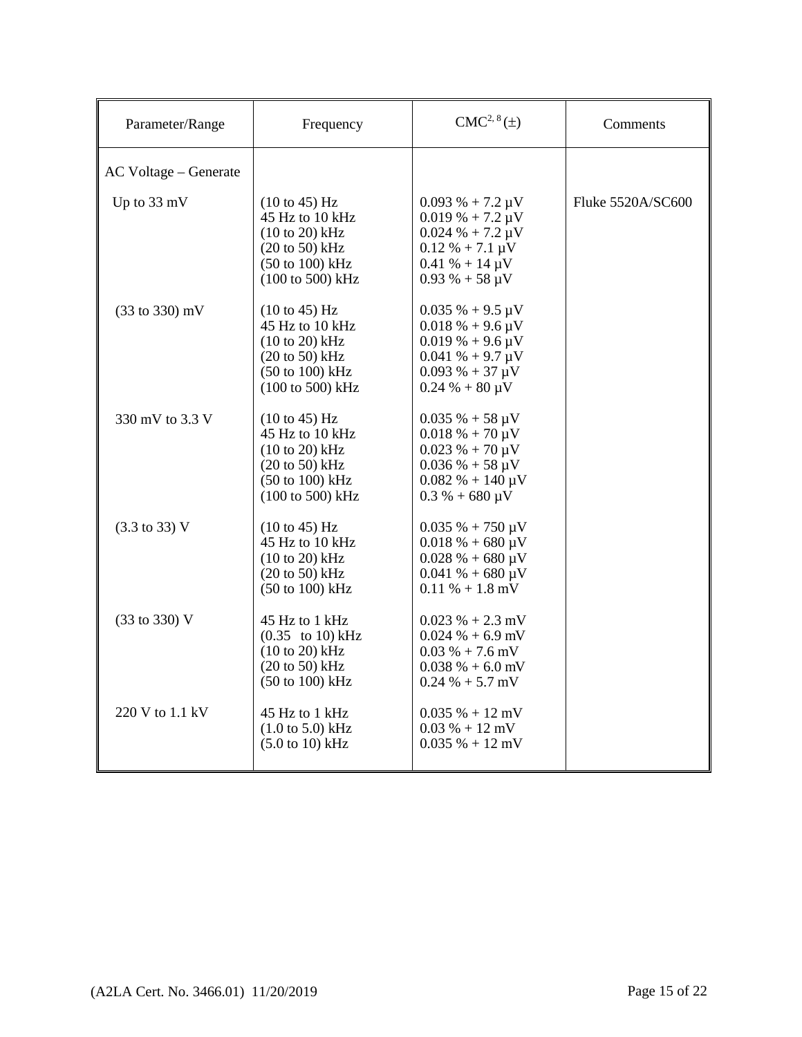| Parameter/Range | Frequency | CMC[2, 8] (±) | Comments |
|---|---|---|---|
| AC Voltage – Generate | | | |
| Up to 33 mV | (10 to 45) Hz<br>45 Hz to 10 kHz<br>(10 to 20) kHz<br>(20 to 50) kHz<br>(50 to 100) kHz<br>(100 to 500) kHz | 0.093 % + 7.2 µV<br>0.019 % + 7.2 µV<br>0.024 % + 7.2 µV<br>0.12 % + 7.1 µV<br>0.41 % + 14 µV<br>0.93 % + 58 µV | Fluke 5520A/SC600 |
| (33 to 330) mV | (10 to 45) Hz<br>45 Hz to 10 kHz<br>(10 to 20) kHz<br>(20 to 50) kHz<br>(50 to 100) kHz<br>(100 to 500) kHz | 0.035 % + 9.5 µV<br>0.018 % + 9.6 µV<br>0.019 % + 9.6 µV<br>0.041 % + 9.7 µV<br>0.093 % + 37 µV<br>0.24 % + 80 µV | |
| 330 mV to 3.3 V | (10 to 45) Hz<br>45 Hz to 10 kHz<br>(10 to 20) kHz<br>(20 to 50) kHz<br>(50 to 100) kHz<br>(100 to 500) kHz | 0.035 % + 58 µV<br>0.018 % + 70 µV<br>0.023 % + 70 µV<br>0.036 % + 58 µV<br>0.082 % + 140 µV<br>0.3 % + 680 µV | |
| (3.3 to 33) V | (10 to 45) Hz<br>45 Hz to 10 kHz<br>(10 to 20) kHz<br>(20 to 50) kHz<br>(50 to 100) kHz | 0.035 % + 750 µV<br>0.018 % + 680 µV<br>0.028 % + 680 µV<br>0.041 % + 680 µV<br>0.11 % + 1.8 mV | |
| (33 to 330) V | 45 Hz to 1 kHz<br>(0.35 to 10) kHz<br>(10 to 20) kHz<br>(20 to 50) kHz<br>(50 to 100) kHz | 0.023 % + 2.3 mV<br>0.024 % + 6.9 mV<br>0.03 % + 7.6 mV<br>0.038 % + 6.0 mV<br>0.24 % + 5.7 mV | |
| 220 V to 1.1 kV | 45 Hz to 1 kHz<br>(1.0 to 5.0) kHz<br>(5.0 to 10) kHz | 0.035 % + 12 mV<br>0.03 % + 12 mV<br>0.035 % + 12 mV | |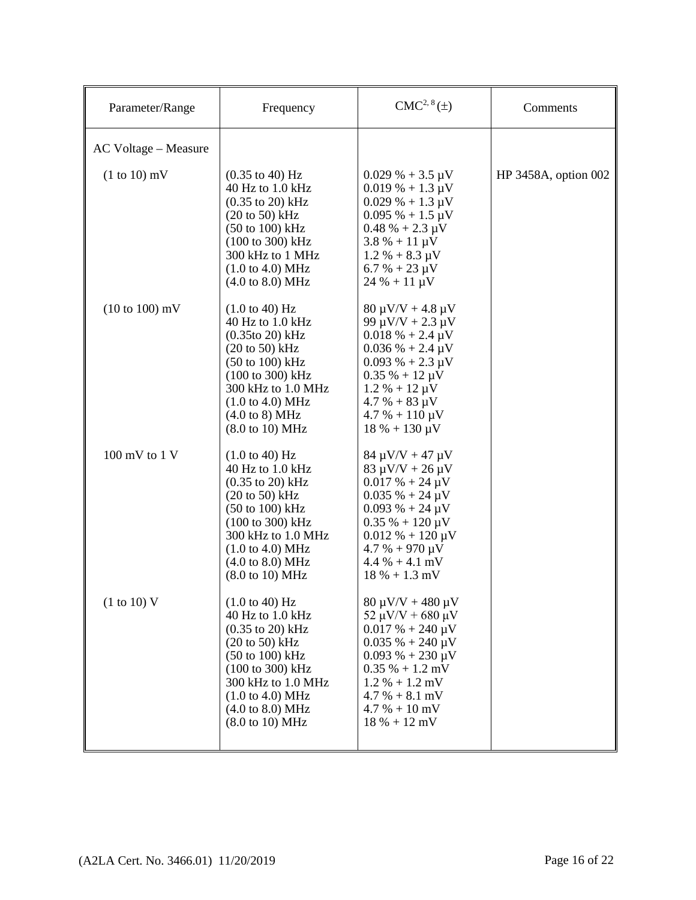| Parameter/Range | Frequency | CMC[2, 8] (±) | Comments |
|---|---|---|---|
| AC Voltage – Measure | | | |
| (1 to 10) mV | (0.35 to 40) Hz<br>40 Hz to 1.0 kHz<br>(0.35 to 20) kHz<br>(20 to 50) kHz<br>(50 to 100) kHz<br>(100 to 300) kHz<br>300 kHz to 1 MHz<br>(1.0 to 4.0) MHz<br>(4.0 to 8.0) MHz | 0.029 % + 3.5 µV<br>0.019 % + 1.3 µV<br>0.029 % + 1.3 µV<br>0.095 % + 1.5 µV<br>0.48 % + 2.3 µV<br>3.8 % + 11 µV<br>1.2 % + 8.3 µV<br>6.7 % + 23 µV<br>24 % + 11 µV | HP 3458A, option 002 |
| (10 to 100) mV | (1.0 to 40) Hz<br>40 Hz to 1.0 kHz<br>(0.35to 20) kHz<br>(20 to 50) kHz<br>(50 to 100) kHz<br>(100 to 300) kHz<br>300 kHz to 1.0 MHz<br>(1.0 to 4.0) MHz<br>(4.0 to 8) MHz<br>(8.0 to 10) MHz | 80 µV/V + 4.8 µV<br>99 µV/V + 2.3 µV<br>0.018 % + 2.4 µV<br>0.036 % + 2.4 µV<br>0.093 % + 2.3 µV<br>0.35 % + 12 µV<br>1.2 % + 12 µV<br>4.7 % + 83 µV<br>4.7 % + 110 µV<br>18 % + 130 µV | |
| 100 mV to 1 V | (1.0 to 40) Hz<br>40 Hz to 1.0 kHz<br>(0.35 to 20) kHz<br>(20 to 50) kHz<br>(50 to 100) kHz<br>(100 to 300) kHz<br>300 kHz to 1.0 MHz<br>(1.0 to 4.0) MHz<br>(4.0 to 8.0) MHz<br>(8.0 to 10) MHz | 84 µV/V + 47 µV<br>83 µV/V + 26 µV<br>0.017 % + 24 µV<br>0.035 % + 24 µV<br>0.093 % + 24 µV<br>0.35 % + 120 µV<br>0.012 % + 120 µV<br>4.7 % + 970 µV<br>4.4 % + 4.1 mV<br>18 % + 1.3 mV | |
| (1 to 10) V | (1.0 to 40) Hz<br>40 Hz to 1.0 kHz<br>(0.35 to 20) kHz<br>(20 to 50) kHz<br>(50 to 100) kHz<br>(100 to 300) kHz<br>300 kHz to 1.0 MHz<br>(1.0 to 4.0) MHz<br>(4.0 to 8.0) MHz<br>(8.0 to 10) MHz | 80 µV/V + 480 µV<br>52 µV/V + 680 µV<br>0.017 % + 240 µV<br>0.035 % + 240 µV<br>0.093 % + 230 µV<br>0.35 % + 1.2 mV<br>1.2 % + 1.2 mV<br>4.7 % + 8.1 mV<br>4.7 % + 10 mV<br>18 % + 12 mV | |

(A2LA Cert. No. 3466.01) 11/20/2019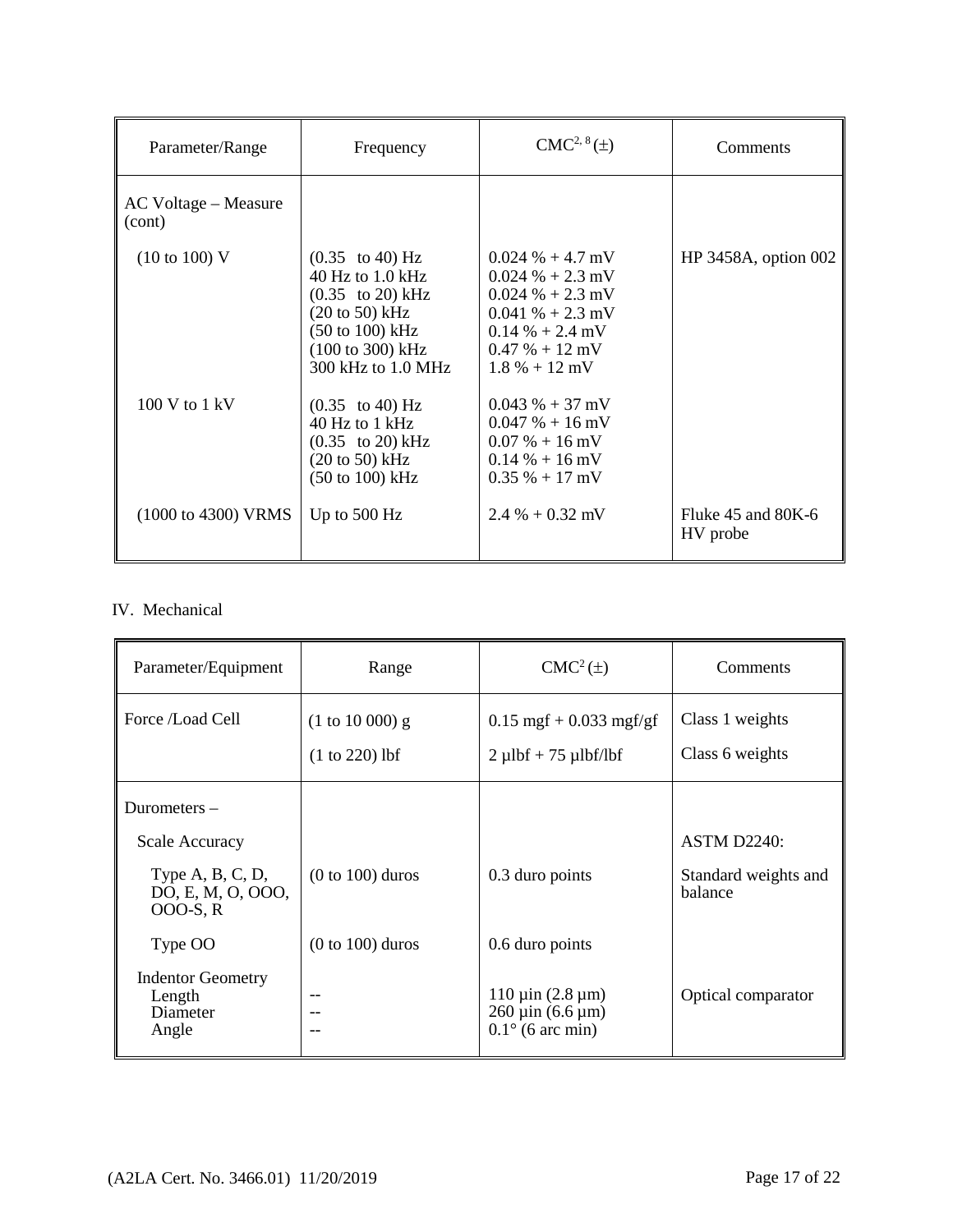| Parameter/Range | Frequency | CMC[2, 8] (±) | Comments |
|---|---|---|---|
| AC Voltage – Measure (cont) | | | |
| (10 to 100) V | (0.35 to 40) Hz<br>40 Hz to 1.0 kHz<br>(0.35 to 20) kHz<br>(20 to 50) kHz<br>(50 to 100) kHz<br>(100 to 300) kHz<br>300 kHz to 1.0 MHz | 0.024 % + 4.7 mV<br>0.024 % + 2.3 mV<br>0.024 % + 2.3 mV<br>0.041 % + 2.3 mV<br>0.14 % + 2.4 mV<br>0.47 % + 12 mV<br>1.8 % + 12 mV | HP 3458A, option 002 |
| 100 V to 1 kV | (0.35 to 40) Hz<br>40 Hz to 1 kHz<br>(0.35 to 20) kHz<br>(20 to 50) kHz<br>(50 to 100) kHz | 0.043 % + 37 mV<br>0.047 % + 16 mV<br>0.07 % + 16 mV<br>0.14 % + 16 mV<br>0.35 % + 17 mV | |
| (1000 to 4300) VRMS | Up to 500 Hz | 2.4 % + 0.32 mV | Fluke 45 and 80K-6 HV probe |

IV. Mechanical

| Parameter/Equipment | Range | CMC[2] (±) | Comments |
|---|---|---|---|
| Force /Load Cell | (1 to 10 000) g<br>(1 to 220) lbf | 0.15 mgf + 0.033 mgf/gf<br>2 µlbf + 75 µlbf/lbf | Class 1 weights<br>Class 6 weights |
| Durometers – | | | |
| Scale Accuracy | | | ASTM D2240: |
| Type A, B, C, D, DO, E, M, O, OOO, OOO-S, R | (0 to 100) duros | 0.3 duro points | Standard weights and balance |
| Type OO | (0 to 100) duros | 0.6 duro points | |
| Indentor Geometry<br>Length<br>Diameter<br>Angle | <br>--<br>--<br>-- | <br>110 µin (2.8 µm)<br>260 µin (6.6 µm)<br>0.1° (6 arc min) | Optical comparator |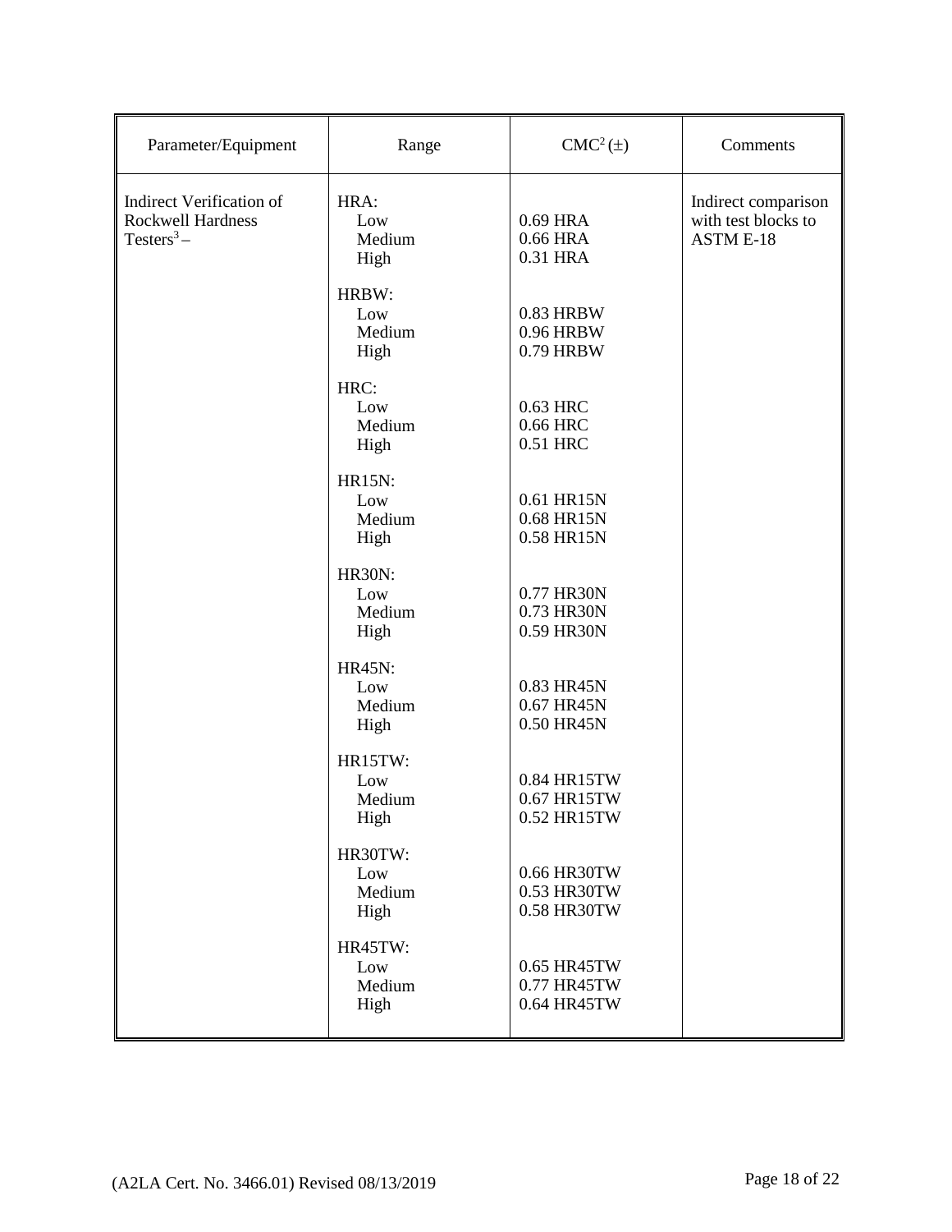| Parameter/Equipment | Range | CMC[2] (±) | Comments |
|---|---|---|---|
| Indirect Verification of Rockwell Hardness Testers[3] – | HRA: | | Indirect comparison with test blocks to ASTM E-18 |
| | Low | 0.69 HRA | |
| | Medium | 0.66 HRA | |
| | High | 0.31 HRA | |
| | HRBW: | | |
| | Low | 0.83 HRBW | |
| | Medium | 0.96 HRBW | |
| | High | 0.79 HRBW | |
| | HRC: | | |
| | Low | 0.63 HRC | |
| | Medium | 0.66 HRC | |
| | High | 0.51 HRC | |
| | HR15N: | | |
| | Low | 0.61 HR15N | |
| | Medium | 0.68 HR15N | |
| | High | 0.58 HR15N | |
| | HR30N: | | |
| | Low | 0.77 HR30N | |
| | Medium | 0.73 HR30N | |
| | High | 0.59 HR30N | |
| | HR45N: | | |
| | Low | 0.83 HR45N | |
| | Medium | 0.67 HR45N | |
| | High | 0.50 HR45N | |
| | HR15TW: | | |
| | Low | 0.84 HR15TW | |
| | Medium | 0.67 HR15TW | |
| | High | 0.52 HR15TW | |
| | HR30TW: | | |
| | Low | 0.66 HR30TW | |
| | Medium | 0.53 HR30TW | |
| | High | 0.58 HR30TW | |
| | HR45TW: | | |
| | Low | 0.65 HR45TW | |
| | Medium | 0.77 HR45TW | |
| | High | 0.64 HR45TW | |

(A2LA Cert. No. 3466.01) Revised 08/13/2019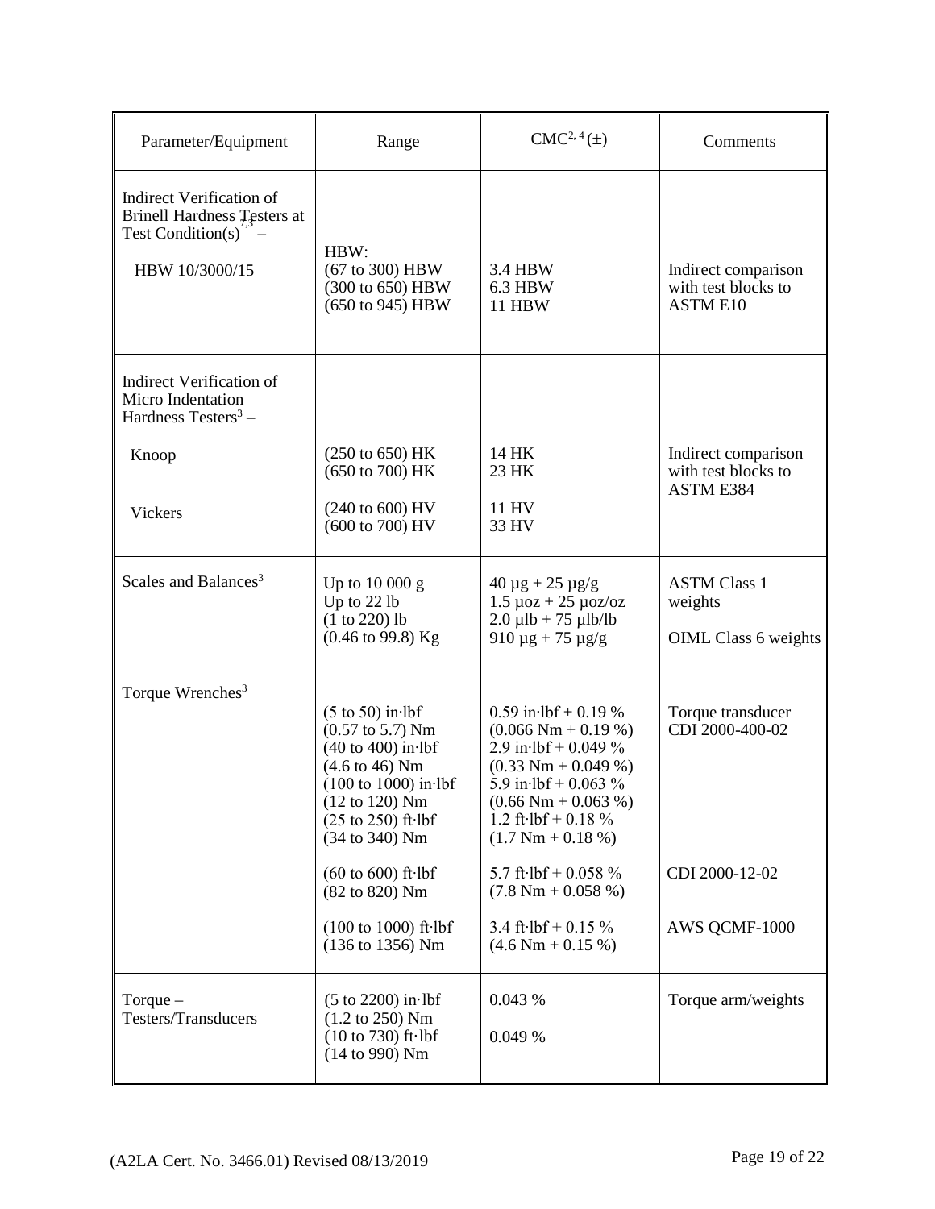| Parameter/Equipment | Range | CMC[2, 4] (±) | Comments |
|---|---|---|---|
| Indirect Verification of Brinell Hardness Testers at Test Condition(s)[7,3] –<br><br>HBW 10/3000/15 | HBW:<br>(67 to 300) HBW<br>(300 to 650) HBW<br>(650 to 945) HBW | <br>3.4 HBW<br>6.3 HBW<br>11 HBW | Indirect comparison with test blocks to ASTM E10 |
| Indirect Verification of Micro Indentation Hardness Testers[3] –<br><br>Knoop<br><br>Vickers | <br><br>(250 to 650) HK<br>(650 to 700) HK<br><br>(240 to 600) HV<br>(600 to 700) HV | <br><br>14 HK<br>23 HK<br><br>11 HV<br>33 HV | Indirect comparison with test blocks to ASTM E384 |
| Scales and Balances[3] | Up to 10 000 g<br>Up to 22 lb<br>(1 to 220) lb<br>(0.46 to 99.8) Kg | 40 µg + 25 µg/g<br>1.5 µoz + 25 µoz/oz<br>2.0 µlb + 75 µlb/lb<br>910 µg + 75 µg/g | ASTM Class 1 weights<br><br>OIML Class 6 weights |
| Torque Wrenches[3] | (5 to 50) in·lbf<br>(0.57 to 5.7) Nm<br>(40 to 400) in·lbf<br>(4.6 to 46) Nm<br>(100 to 1000) in·lbf<br>(12 to 120) Nm<br>(25 to 250) ft·lbf<br>(34 to 340) Nm<br><br>(60 to 600) ft·lbf<br>(82 to 820) Nm<br><br>(100 to 1000) ft·lbf<br>(136 to 1356) Nm | 0.59 in·lbf + 0.19 %<br>(0.066 Nm + 0.19 %)<br>2.9 in·lbf + 0.049 %<br>(0.33 Nm + 0.049 %)<br>5.9 in·lbf + 0.063 %<br>(0.66 Nm + 0.063 %)<br>1.2 ft·lbf + 0.18 %<br>(1.7 Nm + 0.18 %)<br><br>5.7 ft·lbf + 0.058 %<br>(7.8 Nm + 0.058 %)<br><br>3.4 ft·lbf + 0.15 %<br>(4.6 Nm + 0.15 %) | Torque transducer CDI 2000-400-02<br><br><br><br><br><br><br><br><br>CDI 2000-12-02<br><br><br>AWS QCMF-1000 |
| Torque – Testers/Transducers | (5 to 2200) in·lbf<br>(1.2 to 250) Nm<br>(10 to 730) ft·lbf<br>(14 to 990) Nm | 0.043 %<br><br>0.049 % | Torque arm/weights |

(A2LA Cert. No. 3466.01) Revised 08/13/2019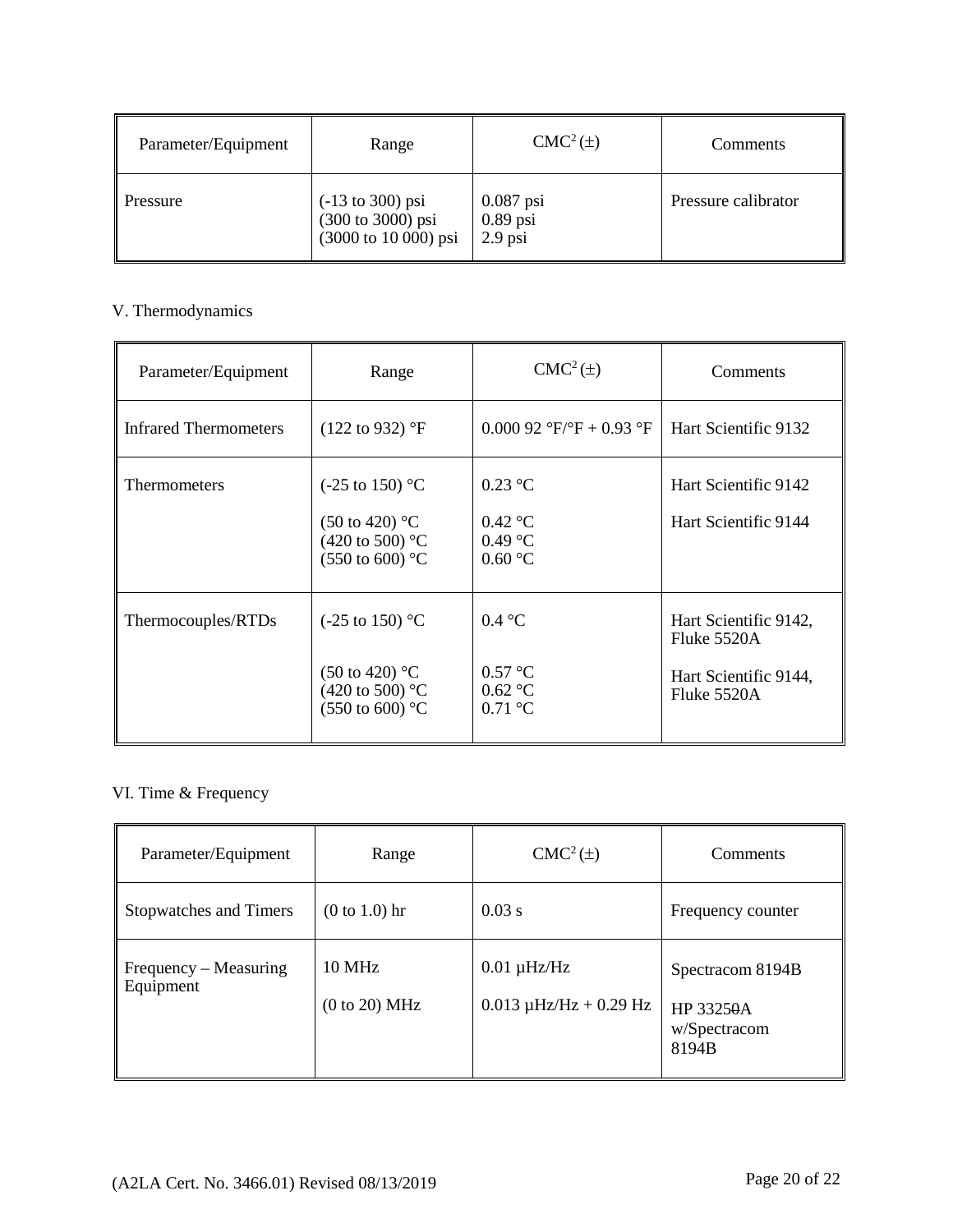| Parameter/Equipment | Range | CMC[2] (±) | Comments |
|---|---|---|---|
| Pressure | (-13 to 300) psi<br>(300 to 3000) psi<br>(3000 to 10 000) psi | 0.087 psi<br>0.89 psi<br>2.9 psi | Pressure calibrator |

V. Thermodynamics

| Parameter/Equipment | Range | CMC[2] (±) | Comments |
|---|---|---|---|
| Infrared Thermometers | (122 to 932) °F | 0.000 92 °F/°F + 0.93 °F | Hart Scientific 9132 |
| Thermometers | (-25 to 150) °C<br><br>(50 to 420) °C<br>(420 to 500) °C<br>(550 to 600) °C | 0.23 °C<br><br>0.42 °C<br>0.49 °C<br>0.60 °C | Hart Scientific 9142<br><br>Hart Scientific 9144 |
| Thermocouples/RTDs | (-25 to 150) °C<br><br>(50 to 420) °C<br>(420 to 500) °C<br>(550 to 600) °C | 0.4 °C<br><br>0.57 °C<br>0.62 °C<br>0.71 °C | Hart Scientific 9142, Fluke 5520A<br><br>Hart Scientific 9144, Fluke 5520A |

VI. Time & Frequency

| Parameter/Equipment | Range | CMC[2] (±) | Comments |
|---|---|---|---|
| Stopwatches and Timers | (0 to 1.0) hr | 0.03 s | Frequency counter |
| Frequency – Measuring Equipment | 10 MHz<br><br>(0 to 20) MHz | 0.01 µHz/Hz<br><br>0.013 µHz/Hz + 0.29 Hz | Spectracom 8194B<br><br>HP 33250A w/Spectracom 8194B |

(A2LA Cert. No. 3466.01) Revised 08/13/2019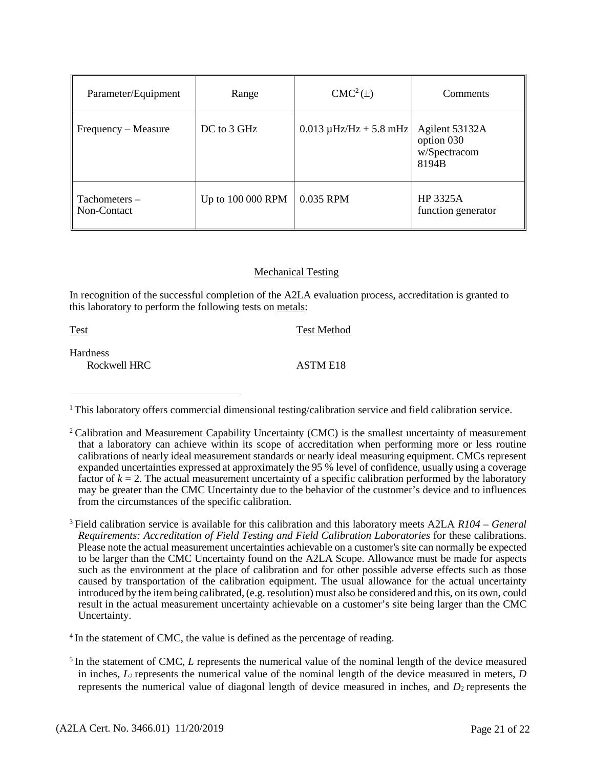| Parameter/Equipment | Range | CMC[2] (±) | Comments |
|---|---|---|---|
| Frequency – Measure | DC to 3 GHz | 0.013 µHz/Hz + 5.8 mHz | Agilent 53132A option 030 w/Spectracom 8194B |
| Tachometers – Non-Contact | Up to 100 000 RPM | 0.035 RPM | HP 3325A function generator |

## Mechanical Testing

In recognition of the successful completion of the A2LA evaluation process, accreditation is granted to this laboratory to perform the following tests on metals:

| Test | Test Method |
|---|---|
| Hardness | |
| Rockwell HRC | ASTM E18 |

---

[1] This laboratory offers commercial dimensional testing/calibration service and field calibration service.

[2] Calibration and Measurement Capability Uncertainty (CMC) is the smallest uncertainty of measurement that a laboratory can achieve within its scope of accreditation when performing more or less routine calibrations of nearly ideal measurement standards or nearly ideal measuring equipment. CMCs represent expanded uncertainties expressed at approximately the 95 % level of confidence, usually using a coverage factor of $k = 2$. The actual measurement uncertainty of a specific calibration performed by the laboratory may be greater than the CMC Uncertainty due to the behavior of the customer's device and to influences from the circumstances of the specific calibration.

[3] Field calibration service is available for this calibration and this laboratory meets A2LA *R104 – General Requirements: Accreditation of Field Testing and Field Calibration Laboratories* for these calibrations. Please note the actual measurement uncertainties achievable on a customer's site can normally be expected to be larger than the CMC Uncertainty found on the A2LA Scope. Allowance must be made for aspects such as the environment at the place of calibration and for other possible adverse effects such as those caused by transportation of the calibration equipment. The usual allowance for the actual uncertainty introduced by the item being calibrated, (e.g. resolution) must also be considered and this, on its own, could result in the actual measurement uncertainty achievable on a customer's site being larger than the CMC Uncertainty.

[4] In the statement of CMC, the value is defined as the percentage of reading.

[5] In the statement of CMC, $L$ represents the numerical value of the nominal length of the device measured in inches, $L_2$ represents the numerical value of the nominal length of the device measured in meters, $D$ represents the numerical value of diagonal length of device measured in inches, and $D_2$ represents the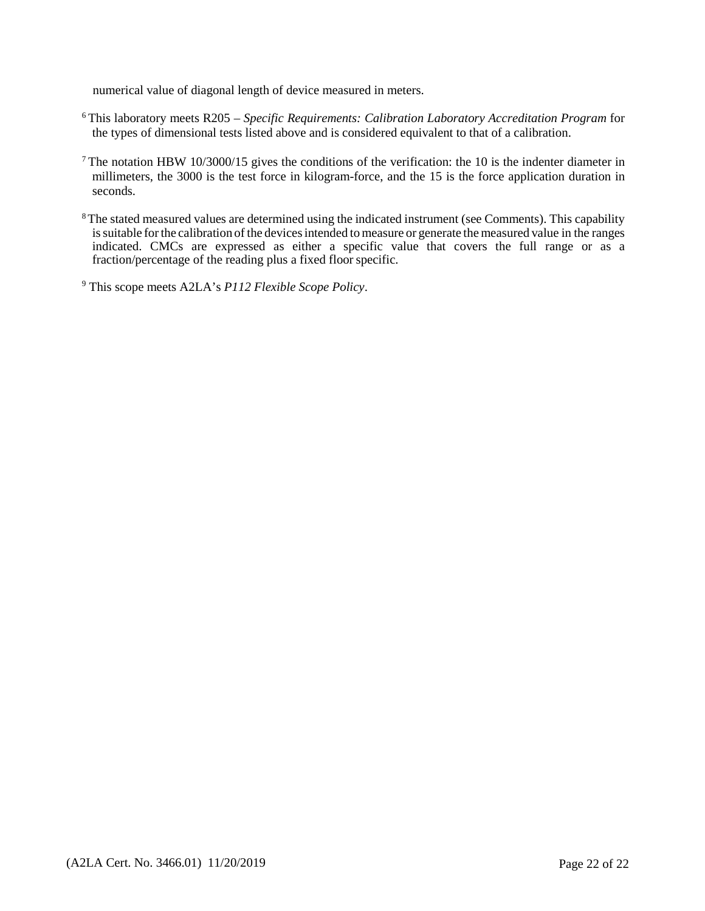numerical value of diagonal length of device measured in meters.

[6] This laboratory meets R205 – *Specific Requirements: Calibration Laboratory Accreditation Program* for the types of dimensional tests listed above and is considered equivalent to that of a calibration.

[7] The notation HBW 10/3000/15 gives the conditions of the verification: the 10 is the indenter diameter in millimeters, the 3000 is the test force in kilogram-force, and the 15 is the force application duration in seconds.

[8] The stated measured values are determined using the indicated instrument (see Comments). This capability is suitable for the calibration of the devices intended to measure or generate the measured value in the ranges indicated. CMCs are expressed as either a specific value that covers the full range or as a fraction/percentage of the reading plus a fixed floor specific.

[9] This scope meets A2LA's *P112 Flexible Scope Policy*.